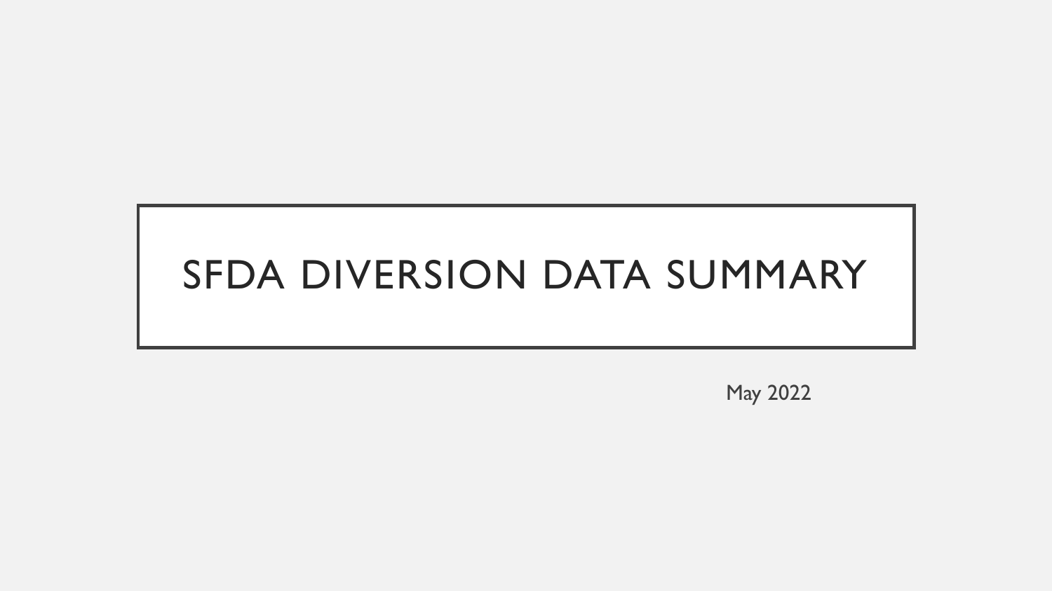# SFDA DIVERSION DATA SUMMARY

May 2022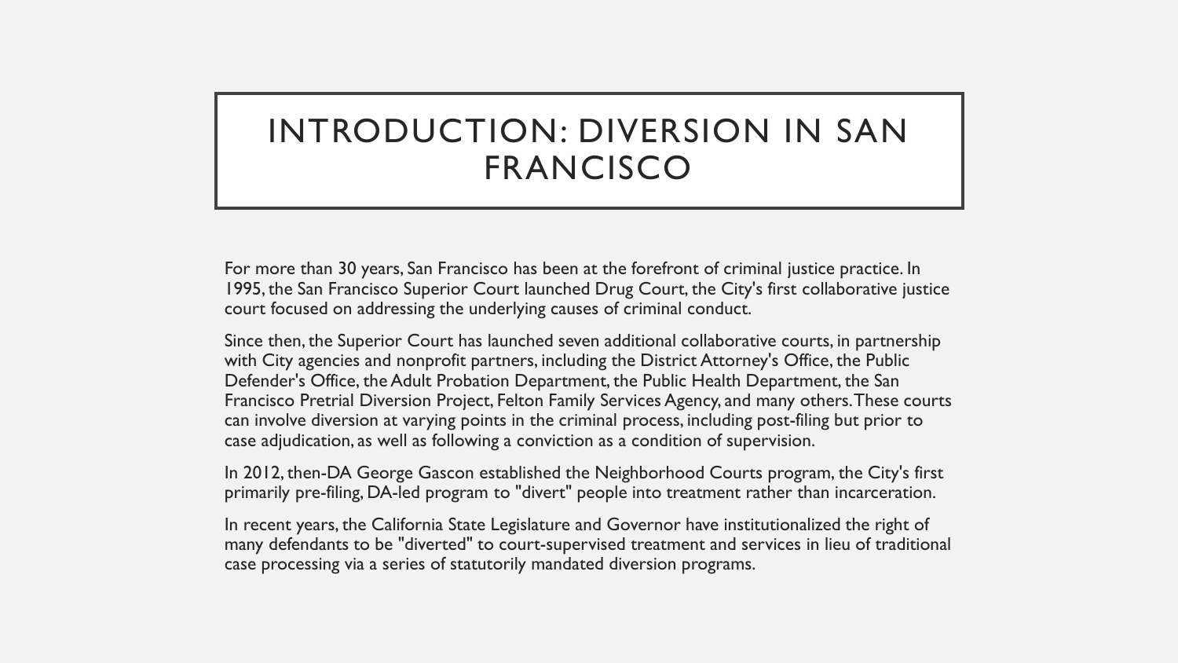# INTRODUCTION: DIVERSION IN SAN FRANCISCO

For more than 30 years, San Francisco has been at the forefront of criminal justice practice. In 1995, the San Francisco Superior Court launched Drug Court, the City's first collaborative justice court focused on addressing the underlying causes of criminal conduct.

Since then, the Superior Court has launched seven additional collaborative courts, in partnership with City agencies and nonprofit partners, including the District Attorney's Office, the Public Defender's Office, the Adult Probation Department, the Public Health Department, the San Francisco Pretrial Diversion Project, Felton Family Services Agency, and many others. These courts can involve diversion at varying points in the criminal process, including post-filing but prior to case adjudication, as well as following a conviction as a condition of supervision.

In 2012, then-DA George Gascon established the Neighborhood Courts program, the City's first primarily pre-filing, DA-led program to "divert" people into treatment rather than incarceration.

In recent years, the California State Legislature and Governor have institutionalized the right of many defendants to be "diverted" to court-supervised treatment and services in lieu of traditional case processing via a series of statutorily mandated diversion programs.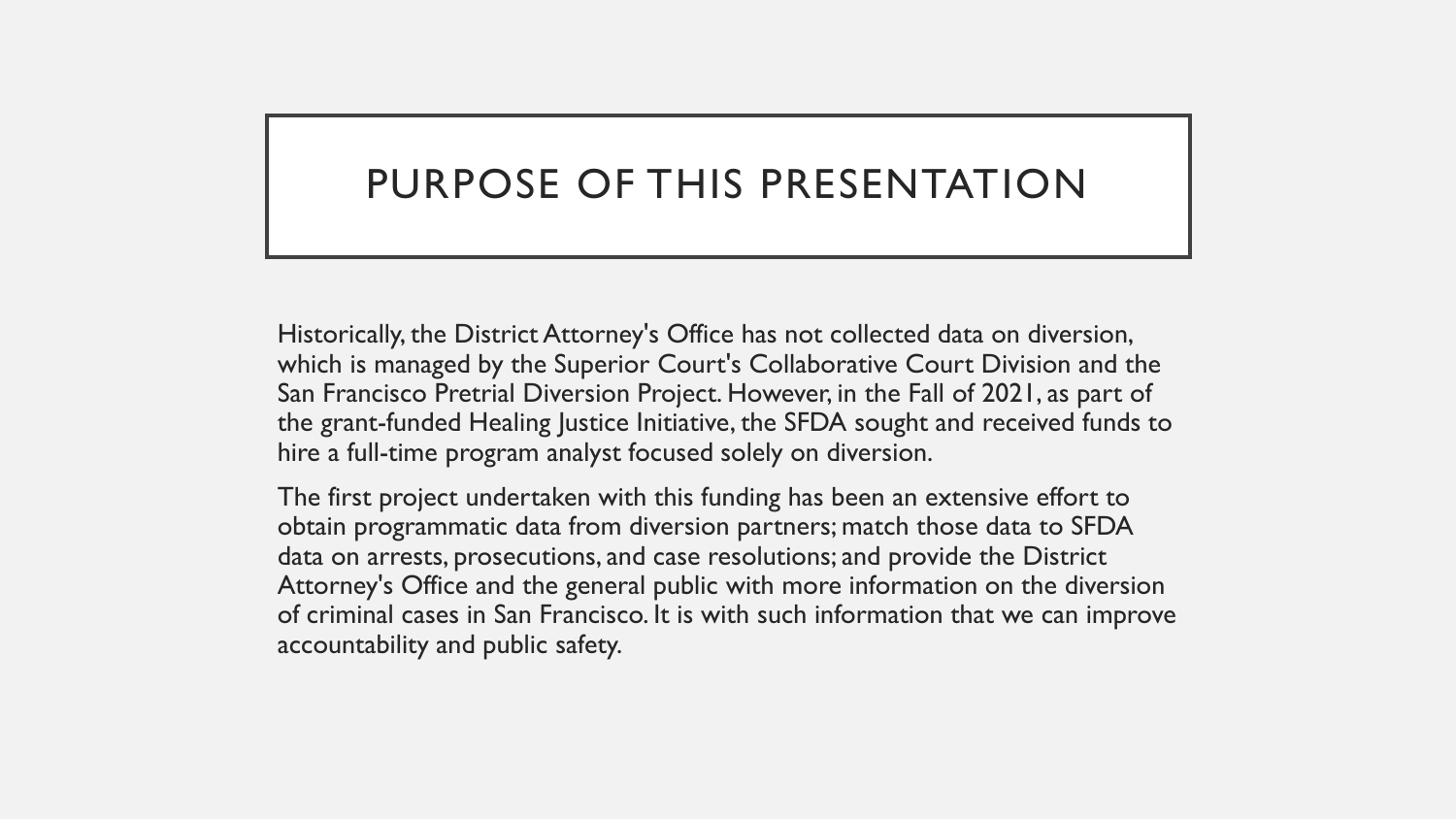# PURPOSE OF THIS PRESENTATION

Historically, the District Attorney's Office has not collected data on diversion, which is managed by the Superior Court's Collaborative Court Division and the San Francisco Pretrial Diversion Project. However, in the Fall of 2021, as part of the grant-funded Healing Justice Initiative, the SFDA sought and received funds to hire a full-time program analyst focused solely on diversion.

The first project undertaken with this funding has been an extensive effort to obtain programmatic data from diversion partners; match those data to SFDA data on arrests, prosecutions, and case resolutions; and provide the District Attorney's Office and the general public with more information on the diversion of criminal cases in San Francisco. It is with such information that we can improve accountability and public safety.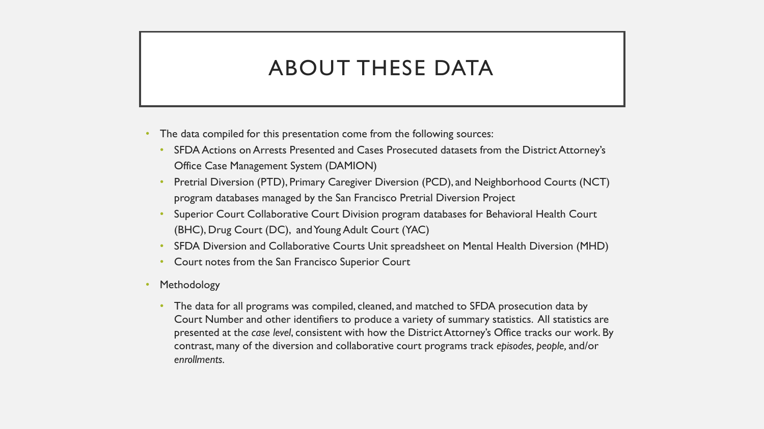# ABOUT THESE DATA

- The data compiled for this presentation come from the following sources:
  - SFDA Actions on Arrests Presented and Cases Prosecuted datasets from the District Attorney's Office Case Management System (DAMION)
  - Pretrial Diversion (PTD), Primary Caregiver Diversion (PCD), and Neighborhood Courts (NCT) program databases managed by the San Francisco Pretrial Diversion Project
  - Superior Court Collaborative Court Division program databases for Behavioral Health Court (BHC), Drug Court (DC), and Young Adult Court (YAC)
  - SFDA Diversion and Collaborative Courts Unit spreadsheet on Mental Health Diversion (MHD)
  - Court notes from the San Francisco Superior Court
- Methodology
  - The data for all programs was compiled, cleaned, and matched to SFDA prosecution data by Court Number and other identifiers to produce a variety of summary statistics. All statistics are presented at the *case level*, consistent with how the District Attorney's Office tracks our work. By contrast, many of the diversion and collaborative court programs track *episodes, people,* and/or *enrollments*.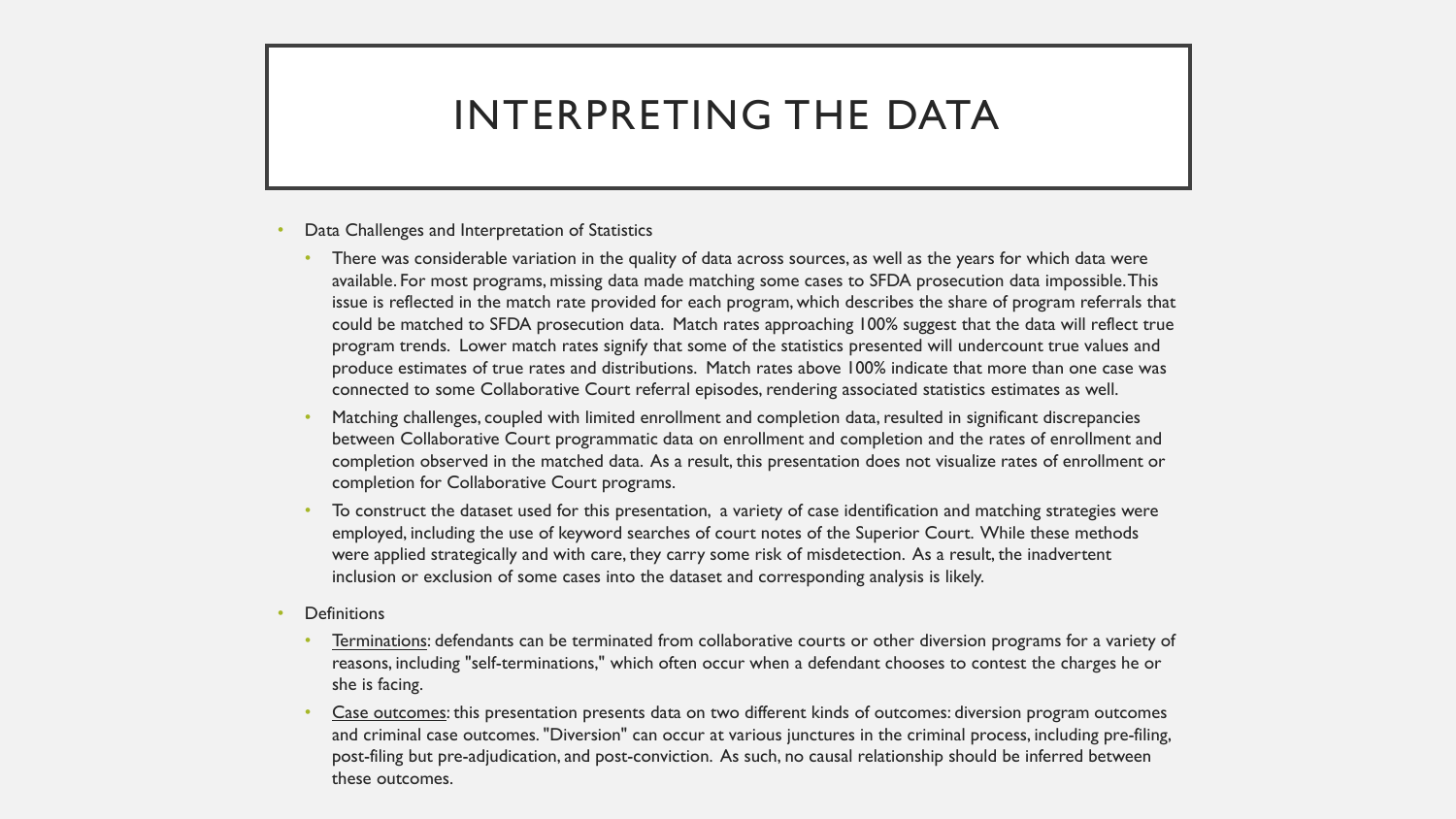# INTERPRETING THE DATA

- Data Challenges and Interpretation of Statistics
  - There was considerable variation in the quality of data across sources, as well as the years for which data were available. For most programs, missing data made matching some cases to SFDA prosecution data impossible. This issue is reflected in the match rate provided for each program, which describes the share of program referrals that could be matched to SFDA prosecution data. Match rates approaching 100% suggest that the data will reflect true program trends. Lower match rates signify that some of the statistics presented will undercount true values and produce estimates of true rates and distributions. Match rates above 100% indicate that more than one case was connected to some Collaborative Court referral episodes, rendering associated statistics estimates as well.
  - Matching challenges, coupled with limited enrollment and completion data, resulted in significant discrepancies between Collaborative Court programmatic data on enrollment and completion and the rates of enrollment and completion observed in the matched data. As a result, this presentation does not visualize rates of enrollment or completion for Collaborative Court programs.
  - To construct the dataset used for this presentation, a variety of case identification and matching strategies were employed, including the use of keyword searches of court notes of the Superior Court. While these methods were applied strategically and with care, they carry some risk of misdetection. As a result, the inadvertent inclusion or exclusion of some cases into the dataset and corresponding analysis is likely.
- Definitions
  - Terminations: defendants can be terminated from collaborative courts or other diversion programs for a variety of reasons, including "self-terminations," which often occur when a defendant chooses to contest the charges he or she is facing.
  - Case outcomes: this presentation presents data on two different kinds of outcomes: diversion program outcomes and criminal case outcomes. "Diversion" can occur at various junctures in the criminal process, including pre-filing, post-filing but pre-adjudication, and post-conviction. As such, no causal relationship should be inferred between these outcomes.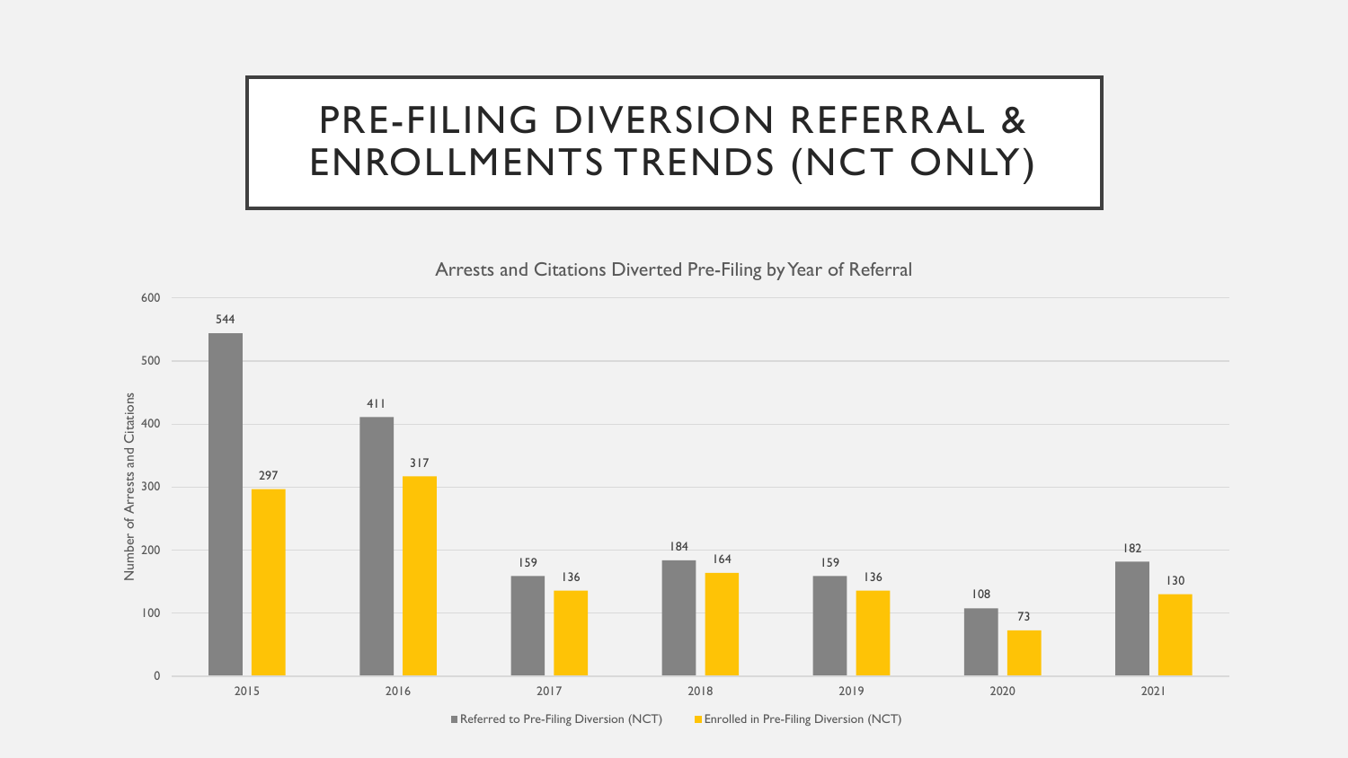# PRE-FILING DIVERSION REFERRAL & ENROLLMENTS TRENDS (NCT ONLY)

**Arrests and Citations Diverted Pre-Filing by Year of Referral**

| Year | Referred to Pre-Filing Diversion (NCT) | Enrolled in Pre-Filing Diversion (NCT) |
|---|---|---|
| 2015 | 544 | 297 |
| 2016 | 411 | 317 |
| 2017 | 159 | 136 |
| 2018 | 184 | 164 |
| 2019 | 159 | 136 |
| 2020 | 108 | 73 |
| 2021 | 182 | 130 |

Y-axis: Number of Arrests and Citations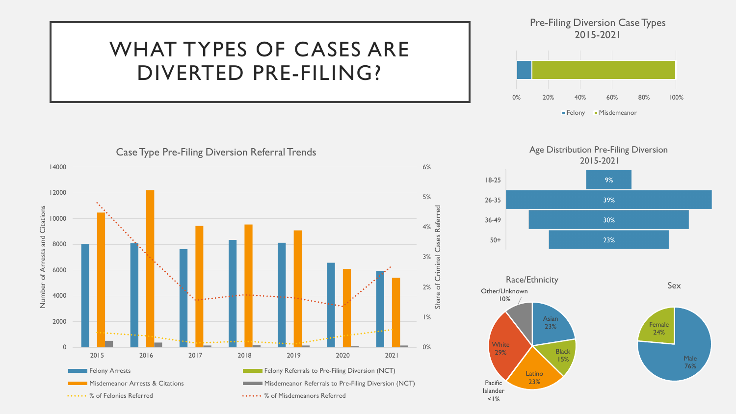# WHAT TYPES OF CASES ARE DIVERTED PRE-FILING?

## Pre-Filing Diversion Case Types 2015-2021

0% 20% 40% 60% 80% 100%

Felony · Misdemeanor

## Case Type Pre-Filing Diversion Referral Trends

Number of Arrests and Citations: 0, 2000, 4000, 6000, 8000, 10000, 12000, 14000

Share of Criminal Cases Referred: 0%, 1%, 2%, 3%, 4%, 5%, 6%

2015 2016 2017 2018 2019 2020 2021

- Felony Arrests
- Misdemeanor Arrests & Citations
- % of Felonies Referred
- Felony Referrals to Pre-Filing Diversion (NCT)
- Misdemeanor Referrals to Pre-Filing Diversion (NCT)
- % of Misdemeanors Referred

## Age Distribution Pre-Filing Diversion 2015-2021

| Age | Share |
|---|---|
| 18-25 | 9% |
| 26-35 | 39% |
| 36-49 | 30% |
| 50+ | 23% |

## Race/Ethnicity

| Race/Ethnicity | Share |
|---|---|
| Asian | 23% |
| Black | 15% |
| Latino | 23% |
| Pacific Islander | <1% |
| White | 29% |
| Other/Unknown | 10% |

## Sex

| Sex | Share |
|---|---|
| Female | 24% |
| Male | 76% |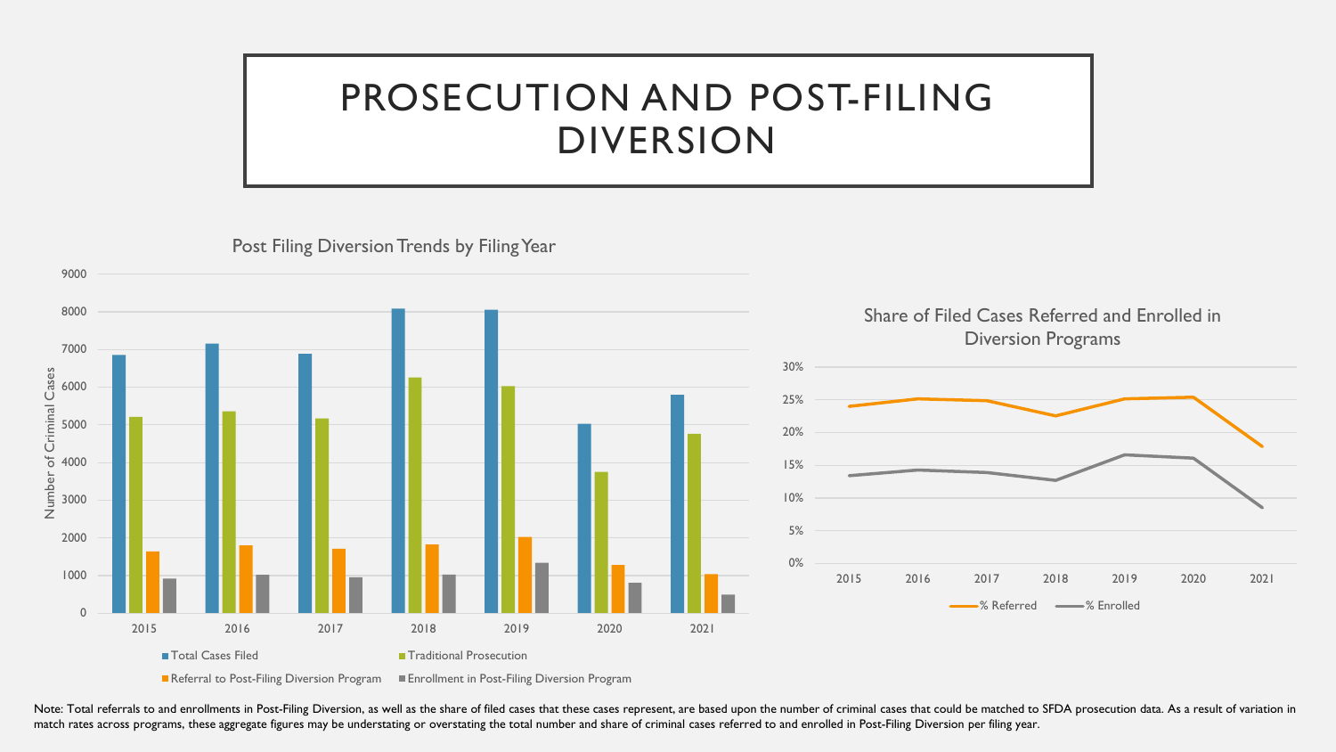# PROSECUTION AND POST-FILING DIVERSION

Post Filing Diversion Trends by Filing Year

Share of Filed Cases Referred and Enrolled in Diversion Programs

Note: Total referrals to and enrollments in Post-Filing Diversion, as well as the share of filed cases that these cases represent, are based upon the number of criminal cases that could be matched to SFDA prosecution data. As a result of variation in match rates across programs, these aggregate figures may be understating or overstating the total number and share of criminal cases referred to and enrolled in Post-Filing Diversion per filing year.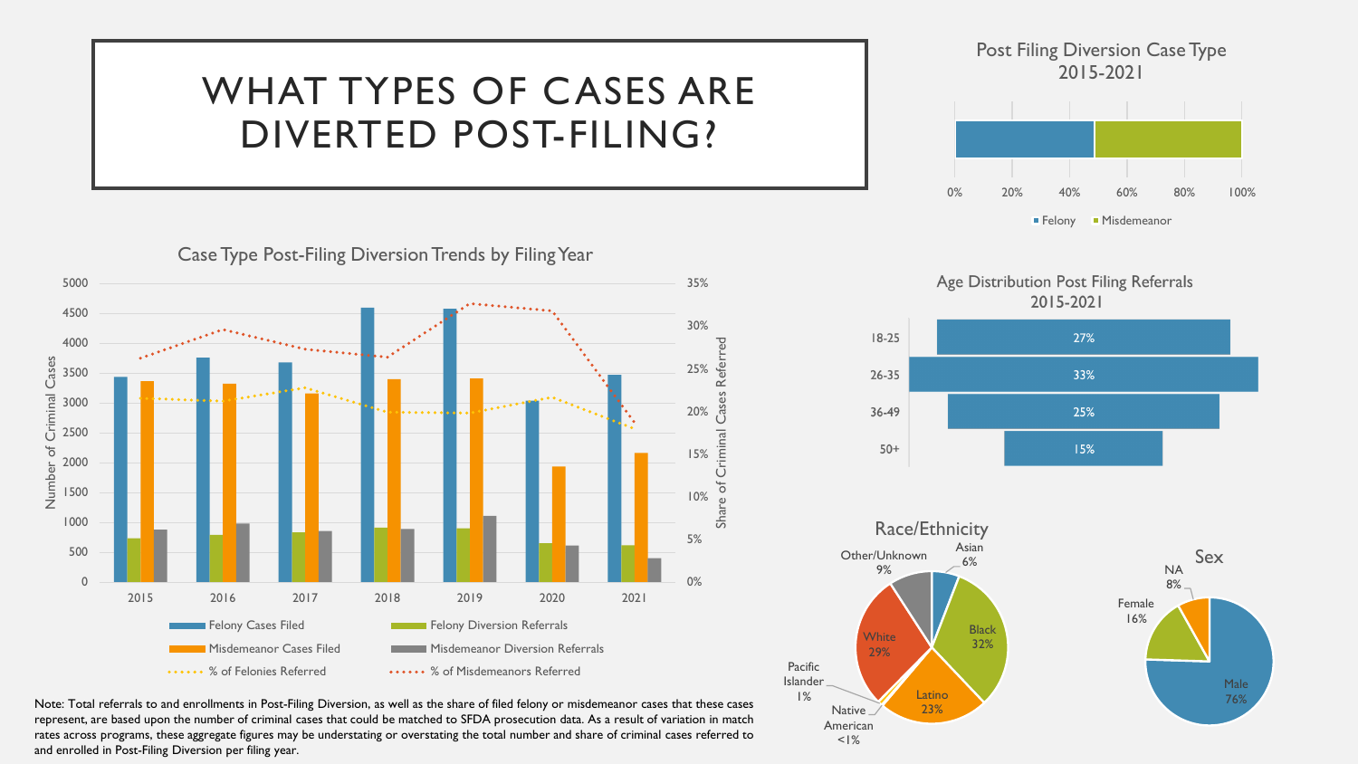# WHAT TYPES OF CASES ARE DIVERTED POST-FILING?

Post Filing Diversion Case Type 2015-2021

0% 20% 40% 60% 80% 100%

Felony Misdemeanor

Case Type Post-Filing Diversion Trends by Filing Year

Number of Criminal Cases: 0 500 1000 1500 2000 2500 3000 3500 4000 4500 5000

Share of Criminal Cases Referred: 0% 5% 10% 15% 20% 25% 30% 35%

2015 2016 2017 2018 2019 2020 2021

Felony Cases Filed | Felony Diversion Referrals | Misdemeanor Cases Filed | Misdemeanor Diversion Referrals | % of Felonies Referred | % of Misdemeanors Referred

Age Distribution Post Filing Referrals 2015-2021

| Age | Share |
|---|---|
| 18-25 | 27% |
| 26-35 | 33% |
| 36-49 | 25% |
| 50+ | 15% |

Race/Ethnicity

| Race/Ethnicity | Share |
|---|---|
| Asian | 6% |
| Black | 32% |
| Latino | 23% |
| Native American | <1% |
| Pacific Islander | 1% |
| White | 29% |
| Other/Unknown | 9% |

Sex

| Sex | Share |
|---|---|
| Male | 76% |
| Female | 16% |
| NA | 8% |

Note: Total referrals to and enrollments in Post-Filing Diversion, as well as the share of filed felony or misdemeanor cases that these cases represent, are based upon the number of criminal cases that could be matched to SFDA prosecution data. As a result of variation in match rates across programs, these aggregate figures may be understating or overstating the total number and share of criminal cases referred to and enrolled in Post-Filing Diversion per filing year.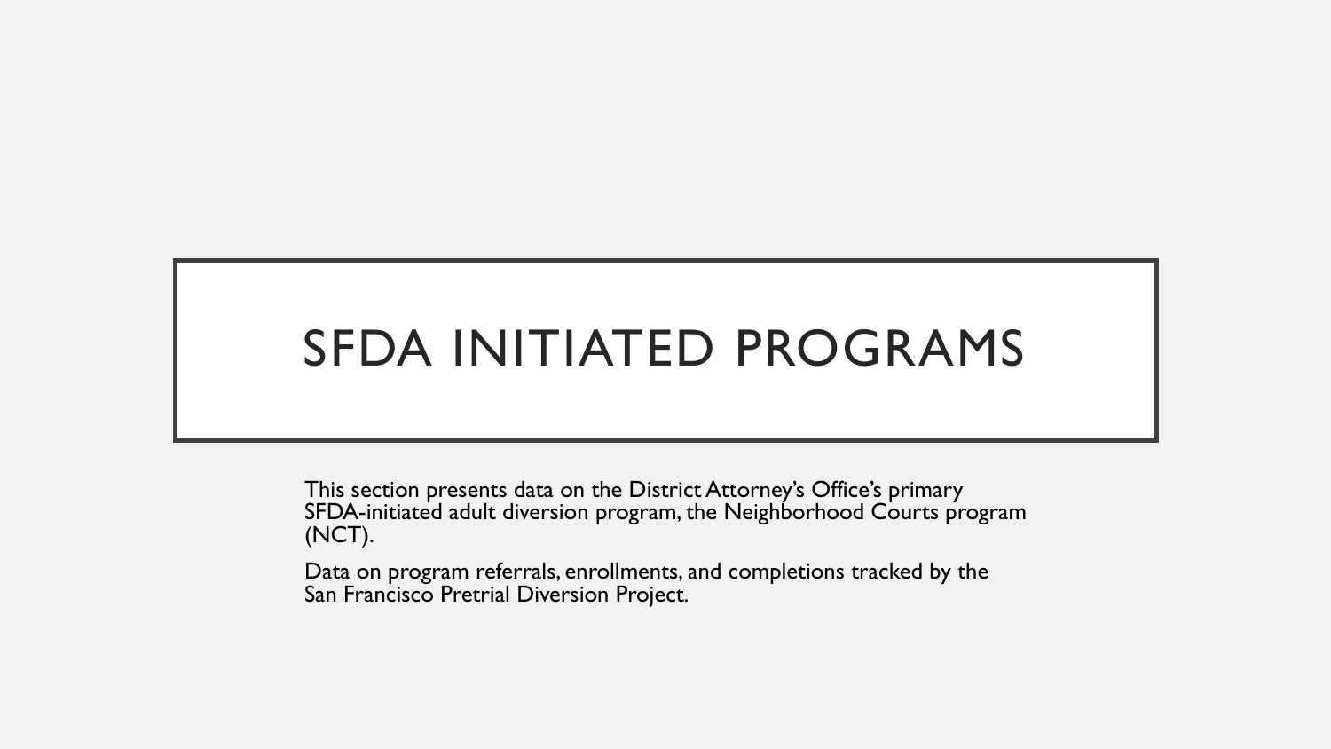# SFDA INITIATED PROGRAMS

This section presents data on the District Attorney's Office's primary SFDA-initiated adult diversion program, the Neighborhood Courts program (NCT).

Data on program referrals, enrollments, and completions tracked by the San Francisco Pretrial Diversion Project.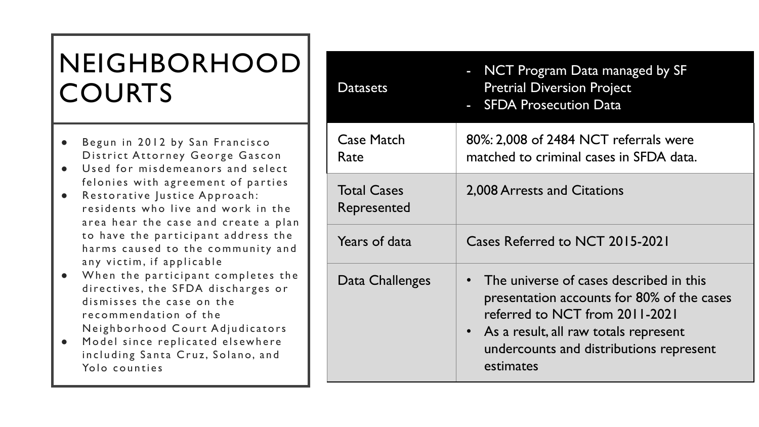# NEIGHBORHOOD COURTS

- Begun in 2012 by San Francisco District Attorney George Gascon
- Used for misdemeanors and select felonies with agreement of parties
- Restorative Justice Approach: residents who live and work in the area hear the case and create a plan to have the participant address the harms caused to the community and any victim, if applicable
- When the participant completes the directives, the SFDA discharges or dismisses the case on the recommendation of the Neighborhood Court Adjudicators
- Model since replicated elsewhere including Santa Cruz, Solano, and Yolo counties

| Datasets | - NCT Program Data managed by SF Pretrial Diversion Project<br>- SFDA Prosecution Data |
|---|---|
| Case Match Rate | 80%: 2,008 of 2484 NCT referrals were matched to criminal cases in SFDA data. |
| Total Cases Represented | 2,008 Arrests and Citations |
| Years of data | Cases Referred to NCT 2015-2021 |
| Data Challenges | • The universe of cases described in this presentation accounts for 80% of the cases referred to NCT from 2011-2021<br>• As a result, all raw totals represent undercounts and distributions represent estimates |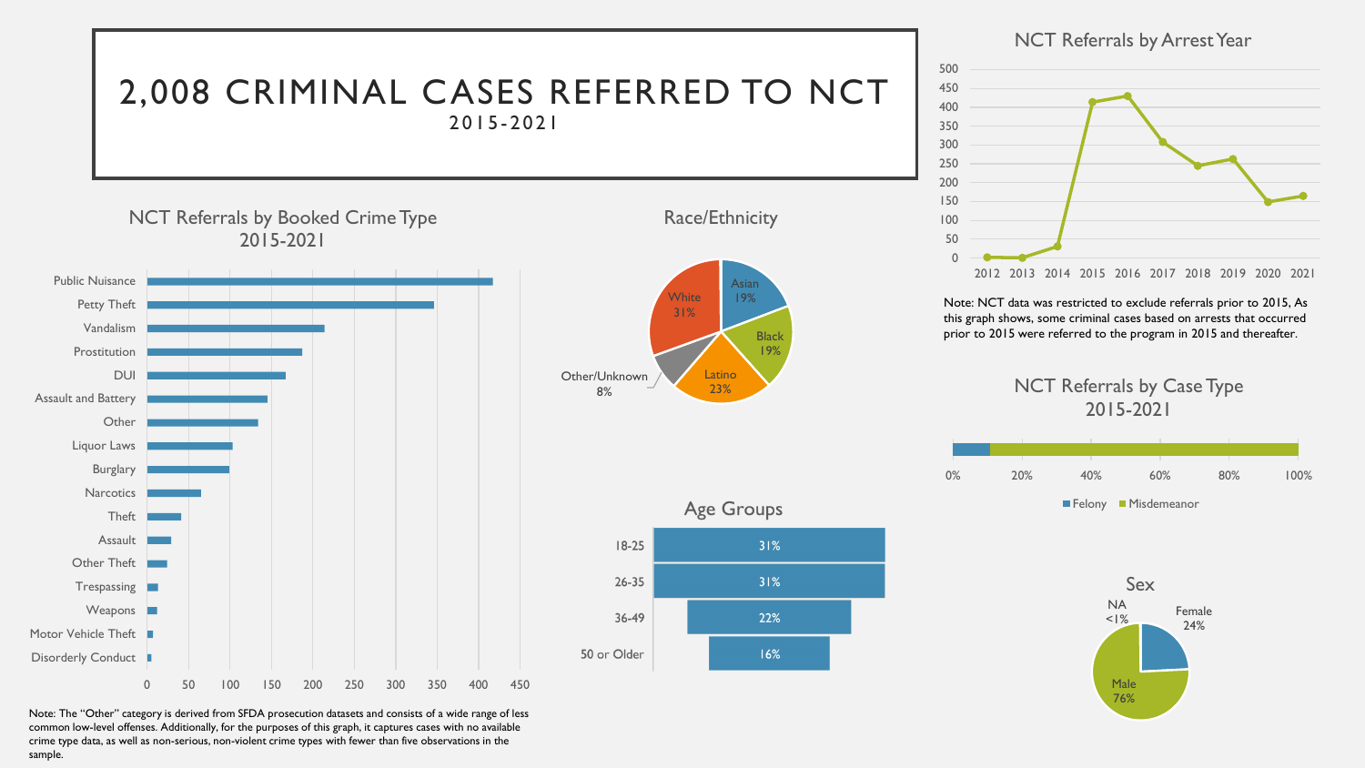# 2,008 CRIMINAL CASES REFERRED TO NCT

2015-2021

## NCT Referrals by Booked Crime Type 2015-2021

| Crime Type |
|---|
| Public Nuisance |
| Petty Theft |
| Vandalism |
| Prostitution |
| DUI |
| Assault and Battery |
| Other |
| Liquor Laws |
| Burglary |
| Narcotics |
| Theft |
| Assault |
| Other Theft |
| Trespassing |
| Weapons |
| Motor Vehicle Theft |
| Disorderly Conduct |

Note: The "Other" category is derived from SFDA prosecution datasets and consists of a wide range of less common low-level offenses. Additionally, for the purposes of this graph, it captures cases with no available crime type data, as well as non-serious, non-violent crime types with fewer than five observations in the sample.

## Race/Ethnicity

| Race/Ethnicity | Percent |
|---|---|
| Asian | 19% |
| Black | 19% |
| Latino | 23% |
| Other/Unknown | 8% |
| White | 31% |

## Age Groups

| Age Group | Percent |
|---|---|
| 18-25 | 31% |
| 26-35 | 31% |
| 36-49 | 22% |
| 50 or Older | 16% |

## NCT Referrals by Arrest Year

Note: NCT data was restricted to exclude referrals prior to 2015, As this graph shows, some criminal cases based on arrests that occurred prior to 2015 were referred to the program in 2015 and thereafter.

## NCT Referrals by Case Type 2015-2021

Felony, Misdemeanor

## Sex

| Sex | Percent |
|---|---|
| Female | 24% |
| Male | 76% |
| NA | <1% |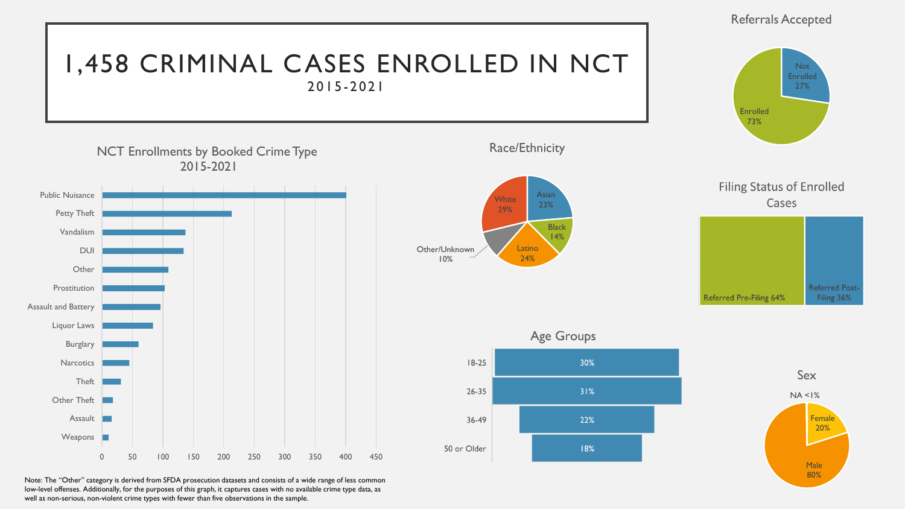# 1,458 CRIMINAL CASES ENROLLED IN NCT

2015-2021

## NCT Enrollments by Booked Crime Type 2015-2021

Public Nuisance
Petty Theft
Vandalism
DUI
Other
Prostitution
Assault and Battery
Liquor Laws
Burglary
Narcotics
Theft
Other Theft
Assault
Weapons

0 50 100 150 200 250 300 350 400 450

## Race/Ethnicity

- White 29%
- Asian 23%
- Black 14%
- Latino 24%
- Other/Unknown 10%

## Referrals Accepted

- Not Enrolled 27%
- Enrolled 73%

## Filing Status of Enrolled Cases

- Referred Pre-Filing 64%
- Referred Post-Filing 36%

## Age Groups

| Age Group | Percent |
| --- | --- |
| 18-25 | 30% |
| 26-35 | 31% |
| 36-49 | 22% |
| 50 or Older | 18% |

## Sex

- NA <1%
- Female 20%
- Male 80%

Note: The "Other" category is derived from SFDA prosecution datasets and consists of a wide range of less common low-level offenses. Additionally, for the purposes of this graph, it captures cases with no available crime type data, as well as non-serious, non-violent crime types with fewer than five observations in the sample.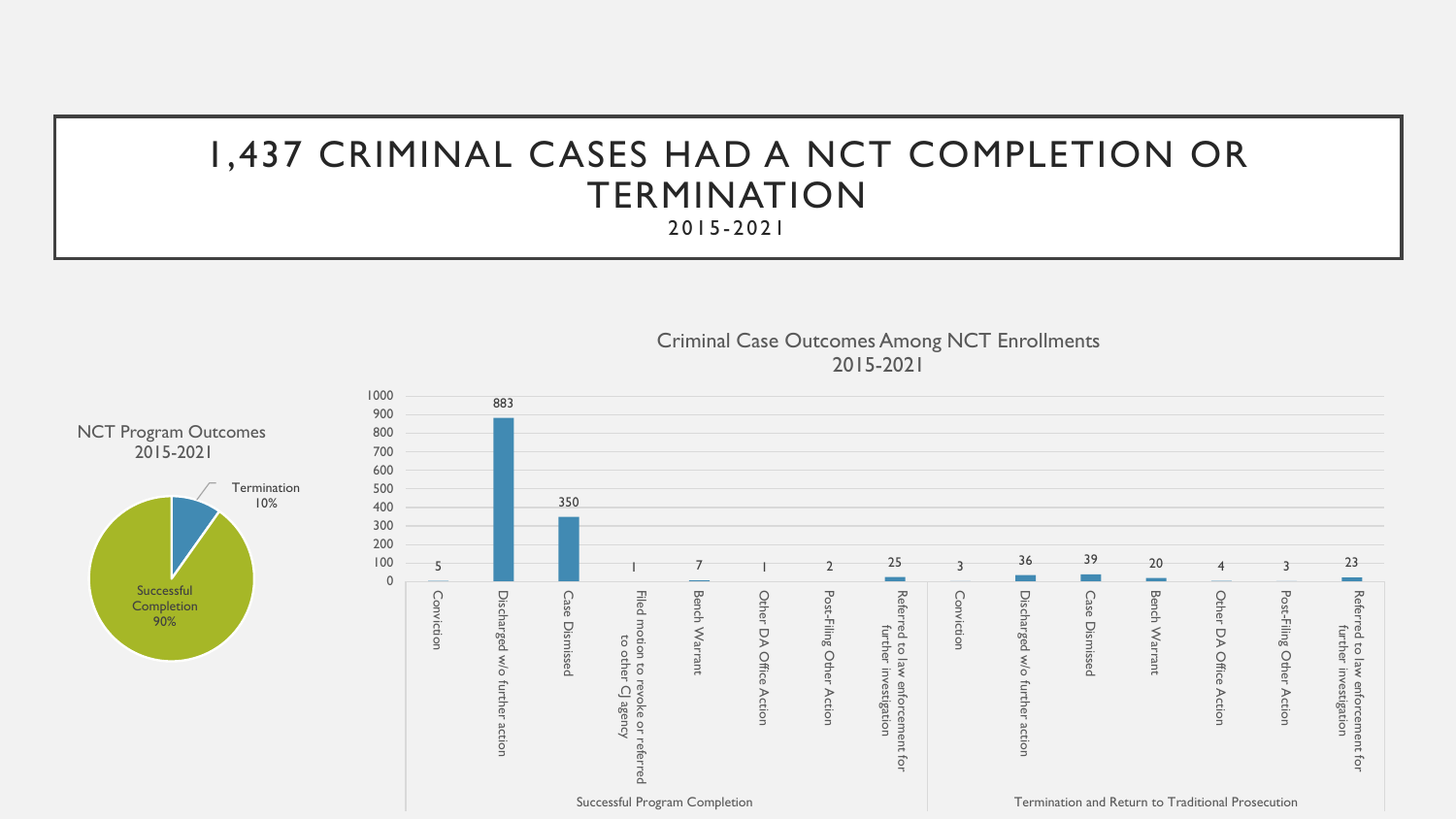# 1,437 CRIMINAL CASES HAD A NCT COMPLETION OR TERMINATION

2015-2021

**NCT Program Outcomes 2015-2021**

| Outcome | Percent |
| --- | --- |
| Successful Completion | 90% |
| Termination | 10% |

**Criminal Case Outcomes Among NCT Enrollments 2015-2021**

| Group | Outcome | Count |
| --- | --- | --- |
| Successful Program Completion | Conviction | 5 |
| | Discharged w/o further action | 883 |
| | Case Dismissed | 350 |
| | Filed motion to revoke or referred to other CJ agency | 1 |
| | Bench Warrant | 7 |
| | Other DA Office Action | 1 |
| | Post-Filing Other Action | 2 |
| | Referred to law enforcement for further investigation | 25 |
| Termination and Return to Traditional Prosecution | Conviction | 3 |
| | Discharged w/o further action | 36 |
| | Case Dismissed | 39 |
| | Bench Warrant | 20 |
| | Other DA Office Action | 4 |
| | Post-Filing Other Action | 3 |
| | Referred to law enforcement for further investigation | 23 |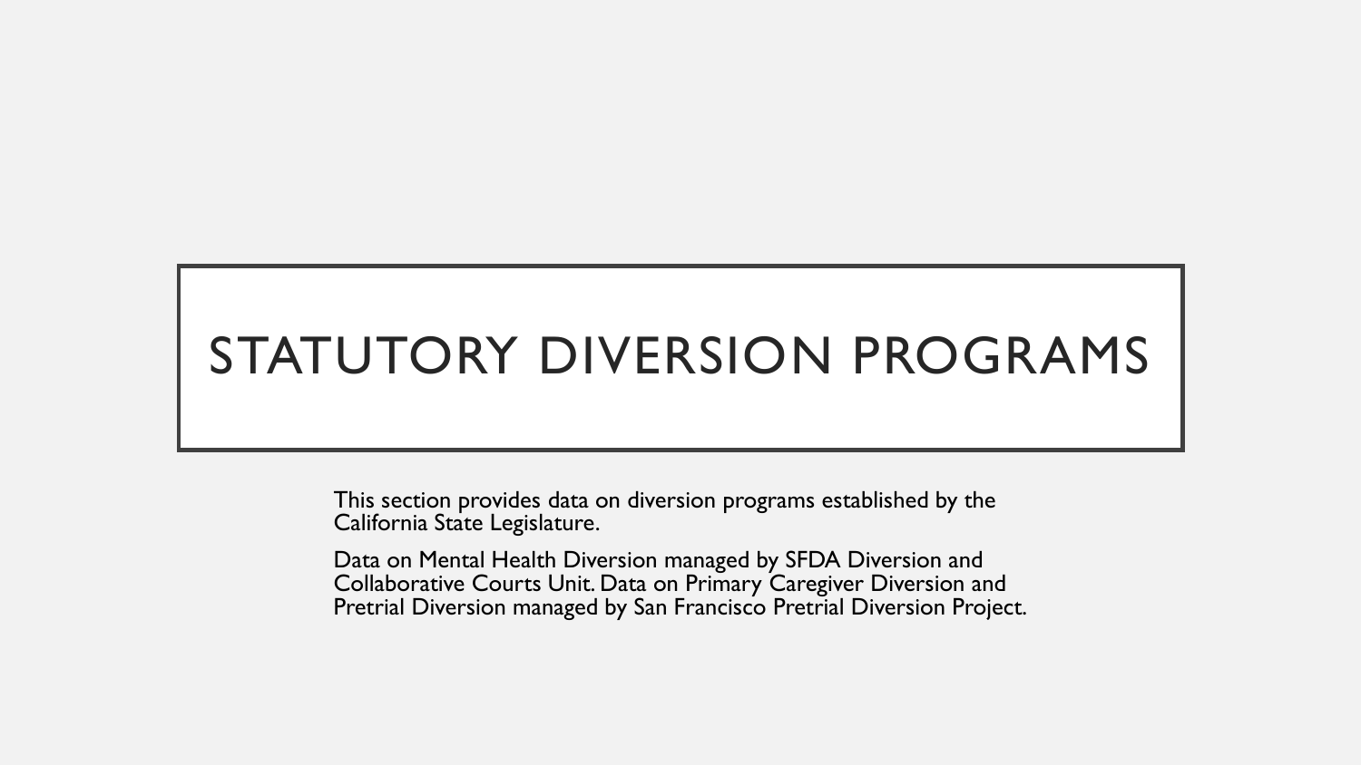# STATUTORY DIVERSION PROGRAMS

This section provides data on diversion programs established by the California State Legislature.

Data on Mental Health Diversion managed by SFDA Diversion and Collaborative Courts Unit. Data on Primary Caregiver Diversion and Pretrial Diversion managed by San Francisco Pretrial Diversion Project.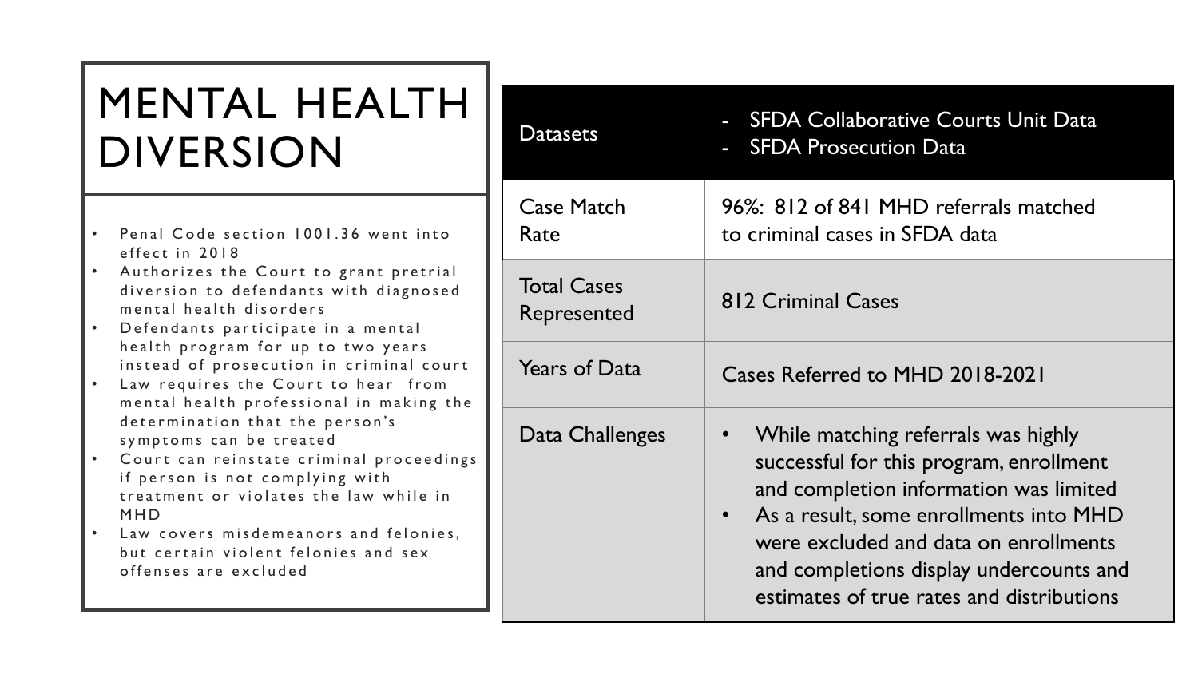# MENTAL HEALTH DIVERSION

- Penal Code section 1001.36 went into effect in 2018
- Authorizes the Court to grant pretrial diversion to defendants with diagnosed mental health disorders
- Defendants participate in a mental health program for up to two years instead of prosecution in criminal court
- Law requires the Court to hear from mental health professional in making the determination that the person's symptoms can be treated
- Court can reinstate criminal proceedings if person is not complying with treatment or violates the law while in MHD
- Law covers misdemeanors and felonies, but certain violent felonies and sex offenses are excluded

| Datasets | - SFDA Collaborative Courts Unit Data<br>- SFDA Prosecution Data |
|---|---|
| Case Match Rate | 96%: 812 of 841 MHD referrals matched to criminal cases in SFDA data |
| Total Cases Represented | 812 Criminal Cases |
| Years of Data | Cases Referred to MHD 2018-2021 |
| Data Challenges | • While matching referrals was highly successful for this program, enrollment and completion information was limited<br>• As a result, some enrollments into MHD were excluded and data on enrollments and completions display undercounts and estimates of true rates and distributions |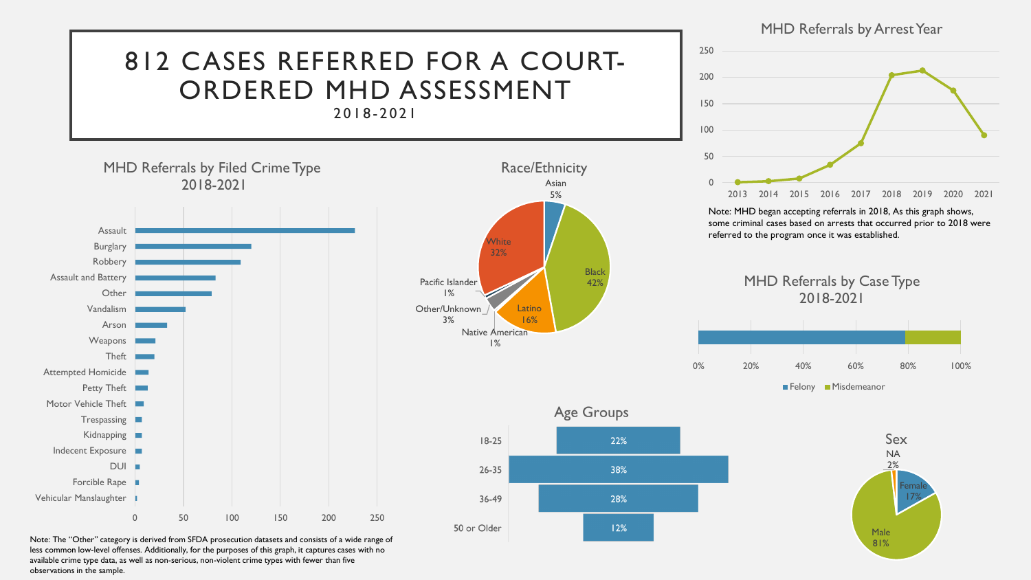# 812 CASES REFERRED FOR A COURT-ORDERED MHD ASSESSMENT

2018-2021

## MHD Referrals by Filed Crime Type 2018-2021

| Crime Type |
|---|
| Assault |
| Burglary |
| Robbery |
| Assault and Battery |
| Other |
| Vandalism |
| Arson |
| Weapons |
| Theft |
| Attempted Homicide |
| Petty Theft |
| Motor Vehicle Theft |
| Trespassing |
| Kidnapping |
| Indecent Exposure |
| DUI |
| Forcible Rape |
| Vehicular Manslaughter |

Note: The "Other" category is derived from SFDA prosecution datasets and consists of a wide range of less common low-level offenses. Additionally, for the purposes of this graph, it captures cases with no available crime type data, as well as non-serious, non-violent crime types with fewer than five observations in the sample.

## Race/Ethnicity

| Race/Ethnicity | Percent |
|---|---|
| Asian | 5% |
| Black | 42% |
| Latino | 16% |
| Native American | 1% |
| Other/Unknown | 3% |
| Pacific Islander | 1% |
| White | 32% |

## MHD Referrals by Arrest Year

Note: MHD began accepting referrals in 2018, As this graph shows, some criminal cases based on arrests that occurred prior to 2018 were referred to the program once it was established.

## MHD Referrals by Case Type 2018-2021

Felony / Misdemeanor

## Age Groups

| Age Group | Percent |
|---|---|
| 18-25 | 22% |
| 26-35 | 38% |
| 36-49 | 28% |
| 50 or Older | 12% |

## Sex

| Sex | Percent |
|---|---|
| Male | 81% |
| Female | 17% |
| NA | 2% |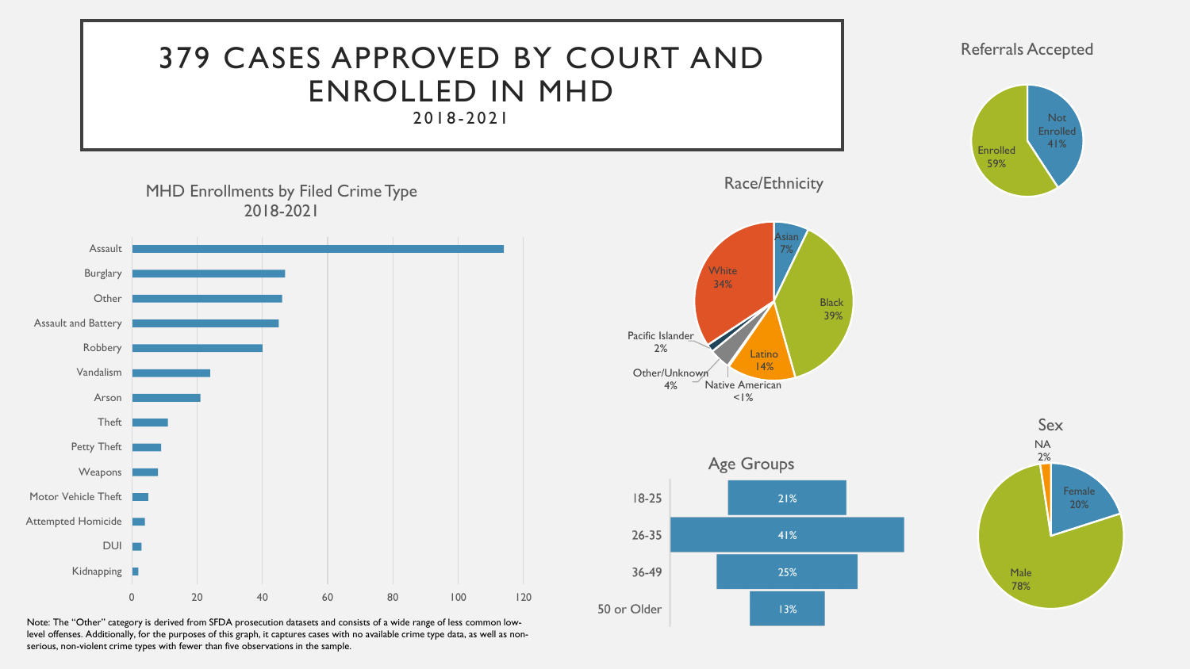# 379 CASES APPROVED BY COURT AND ENROLLED IN MHD

2018-2021

## Referrals Accepted

| Category | Percent |
| --- | --- |
| Enrolled | 59% |
| Not Enrolled | 41% |

## MHD Enrollments by Filed Crime Type 2018-2021

| Crime Type | Approx. Enrollments |
| --- | --- |
| Assault | 114 |
| Burglary | 47 |
| Other | 46 |
| Assault and Battery | 45 |
| Robbery | 40 |
| Vandalism | 24 |
| Arson | 21 |
| Theft | 11 |
| Petty Theft | 9 |
| Weapons | 8 |
| Motor Vehicle Theft | 5 |
| Attempted Homicide | 4 |
| DUI | 3 |
| Kidnapping | 2 |

Note: The "Other" category is derived from SFDA prosecution datasets and consists of a wide range of less common low-level offenses. Additionally, for the purposes of this graph, it captures cases with no available crime type data, as well as non-serious, non-violent crime types with fewer than five observations in the sample.

## Race/Ethnicity

| Race/Ethnicity | Percent |
| --- | --- |
| Black | 39% |
| White | 34% |
| Latino | 14% |
| Asian | 7% |
| Other/Unknown | 4% |
| Pacific Islander | 2% |
| Native American | <1% |

## Age Groups

| Age Group | Percent |
| --- | --- |
| 18-25 | 21% |
| 26-35 | 41% |
| 36-49 | 25% |
| 50 or Older | 13% |

## Sex

| Sex | Percent |
| --- | --- |
| Male | 78% |
| Female | 20% |
| NA | 2% |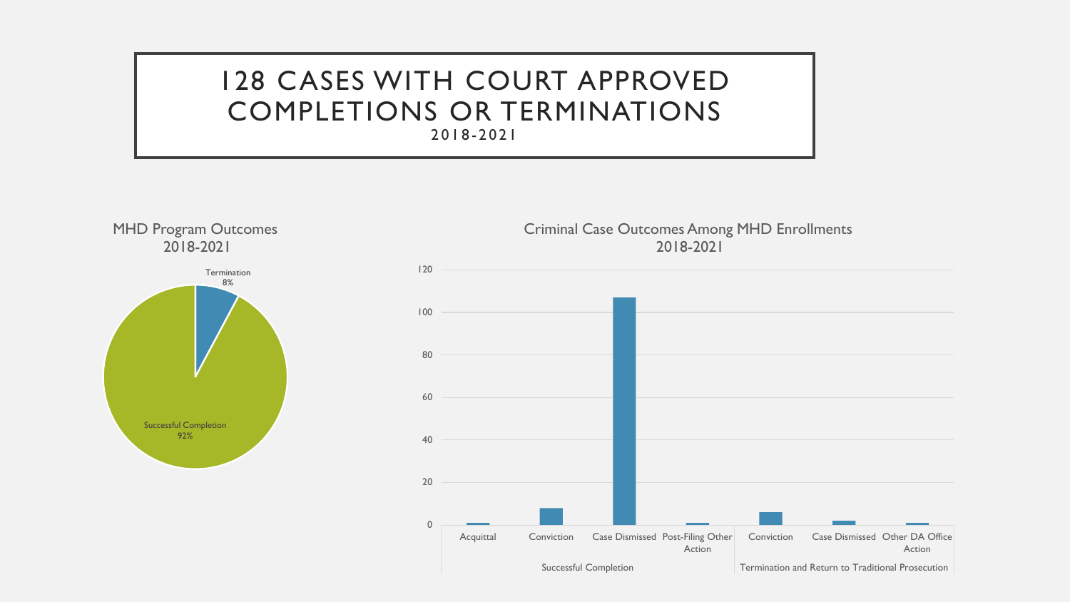# 128 CASES WITH COURT APPROVED COMPLETIONS OR TERMINATIONS

2018-2021

MHD Program Outcomes
2018-2021

Termination
8%

Successful Completion
92%

Criminal Case Outcomes Among MHD Enrollments
2018-2021

120
100
80
60
40
20
0

Acquittal | Conviction | Case Dismissed | Post-Filing Other Action | Conviction | Case Dismissed | Other DA Office Action

Successful Completion | Termination and Return to Traditional Prosecution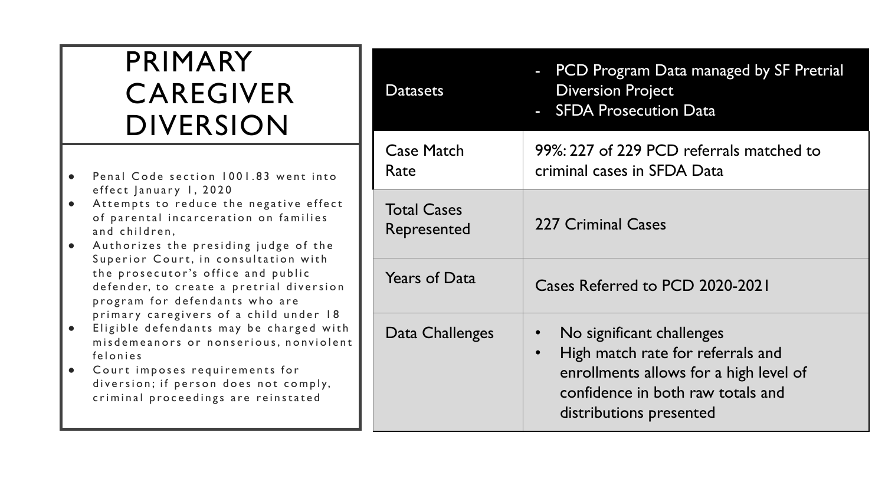# PRIMARY CAREGIVER DIVERSION

- Penal Code section 1001.83 went into effect January 1, 2020
- Attempts to reduce the negative effect of parental incarceration on families and children,
- Authorizes the presiding judge of the Superior Court, in consultation with the prosecutor's office and public defender, to create a pretrial diversion program for defendants who are primary caregivers of a child under 18
- Eligible defendants may be charged with misdemeanors or nonserious, nonviolent felonies
- Court imposes requirements for diversion; if person does not comply, criminal proceedings are reinstated

| Datasets | - PCD Program Data managed by SF Pretrial Diversion Project<br>- SFDA Prosecution Data |
|---|---|
| Case Match Rate | 99%: 227 of 229 PCD referrals matched to criminal cases in SFDA Data |
| Total Cases Represented | 227 Criminal Cases |
| Years of Data | Cases Referred to PCD 2020-2021 |
| Data Challenges | • No significant challenges<br>• High match rate for referrals and enrollments allows for a high level of confidence in both raw totals and distributions presented |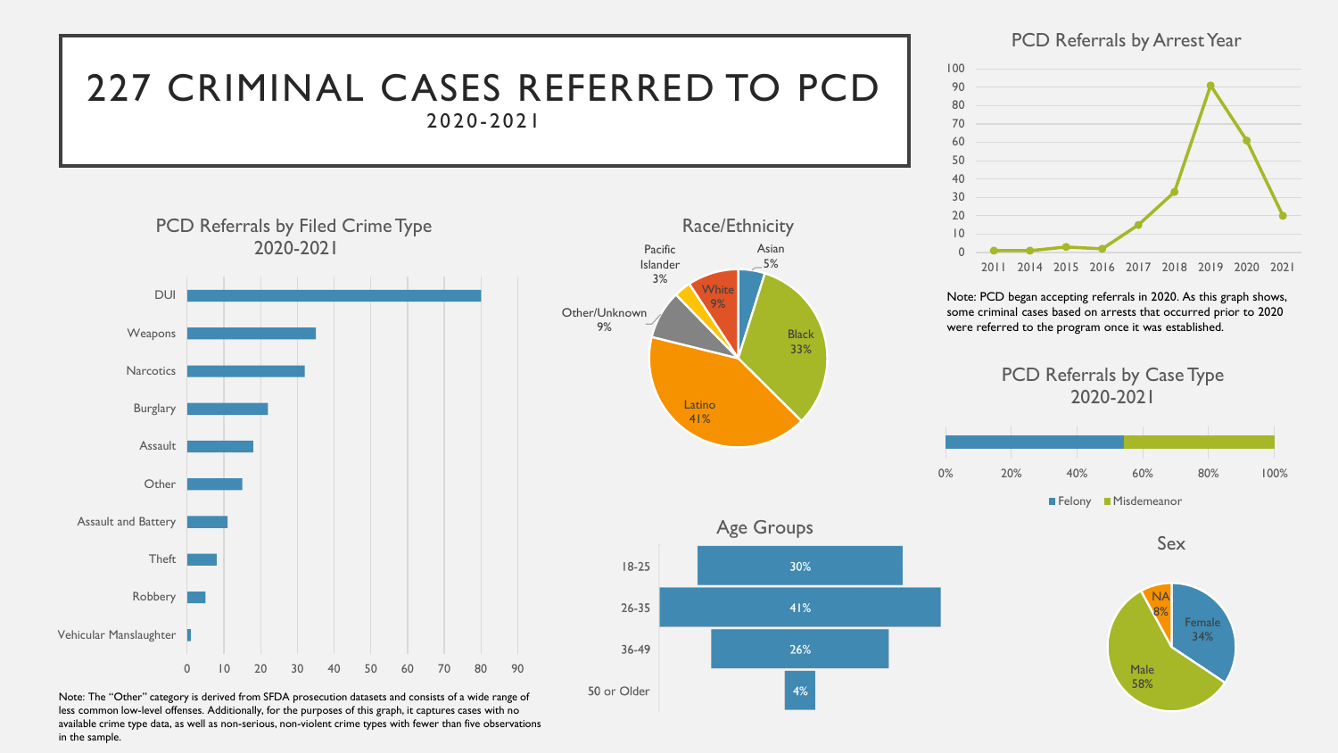# 227 CRIMINAL CASES REFERRED TO PCD

2020-2021

## PCD Referrals by Filed Crime Type 2020-2021

| Crime Type | Referrals (approx.) |
|---|---|
| DUI | 80 |
| Weapons | 35 |
| Narcotics | 32 |
| Burglary | 22 |
| Assault | 18 |
| Other | 15 |
| Assault and Battery | 11 |
| Theft | 8 |
| Robbery | 5 |
| Vehicular Manslaughter | 1 |

Note: The "Other" category is derived from SFDA prosecution datasets and consists of a wide range of less common low-level offenses. Additionally, for the purposes of this graph, it captures cases with no available crime type data, as well as non-serious, non-violent crime types with fewer than five observations in the sample.

## Race/Ethnicity

| Race/Ethnicity | Percent |
|---|---|
| Asian | 5% |
| Black | 33% |
| Latino | 41% |
| Other/Unknown | 9% |
| Pacific Islander | 3% |
| White | 9% |

## Age Groups

| Age Group | Percent |
|---|---|
| 18-25 | 30% |
| 26-35 | 41% |
| 36-49 | 26% |
| 50 or Older | 4% |

## PCD Referrals by Arrest Year

| Arrest Year | Referrals (approx.) |
|---|---|
| 2011 | 1 |
| 2014 | 1 |
| 2015 | 3 |
| 2016 | 2 |
| 2017 | 15 |
| 2018 | 33 |
| 2019 | 91 |
| 2020 | 61 |
| 2021 | 20 |

Note: PCD began accepting referrals in 2020. As this graph shows, some criminal cases based on arrests that occurred prior to 2020 were referred to the program once it was established.

## PCD Referrals by Case Type 2020-2021

| Case Type | Percent (approx.) |
|---|---|
| Felony | 54% |
| Misdemeanor | 46% |

## Sex

| Sex | Percent |
|---|---|
| Female | 34% |
| Male | 58% |
| NA | 8% |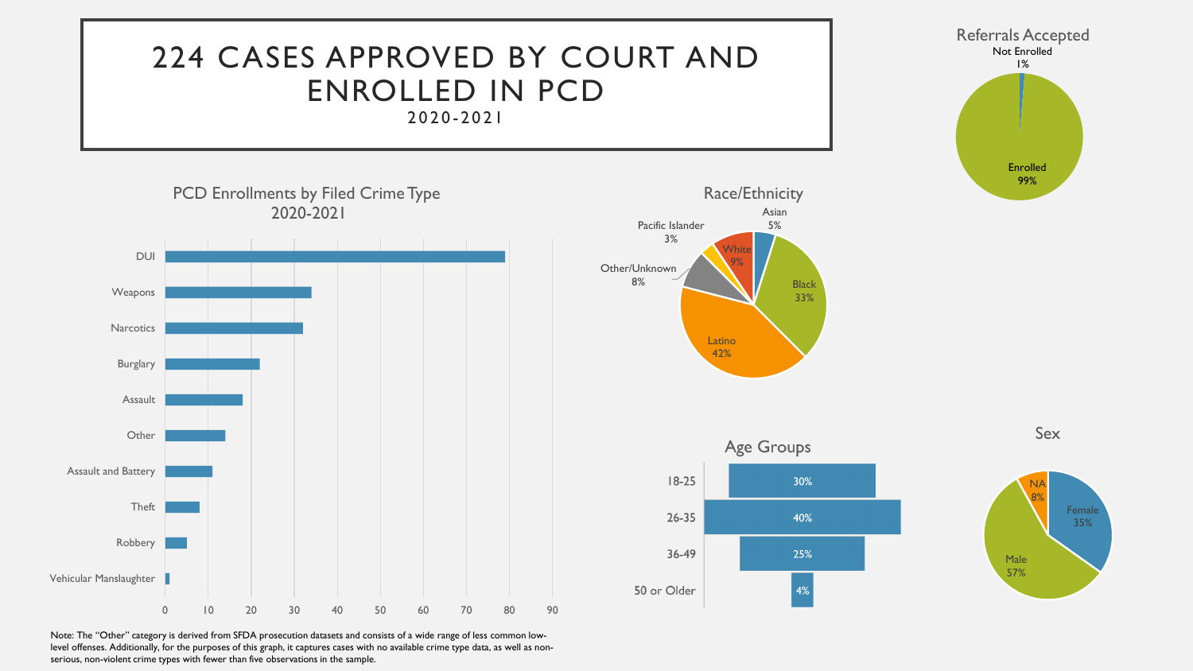# 224 CASES APPROVED BY COURT AND ENROLLED IN PCD

2020-2021

**Referrals Accepted**

| Status | Percent |
| --- | --- |
| Not Enrolled | 1% |
| Enrolled | 99% |

**PCD Enrollments by Filed Crime Type 2020-2021**

| Crime Type | Enrollments (approx.) |
| --- | --- |
| DUI | 79 |
| Weapons | 34 |
| Narcotics | 32 |
| Burglary | 22 |
| Assault | 18 |
| Other | 14 |
| Assault and Battery | 11 |
| Theft | 8 |
| Robbery | 5 |
| Vehicular Manslaughter | 1 |

**Race/Ethnicity**

| Race/Ethnicity | Percent |
| --- | --- |
| Asian | 5% |
| Black | 33% |
| Latino | 42% |
| Other/Unknown | 8% |
| Pacific Islander | 3% |
| White | 9% |

**Age Groups**

| Age Group | Percent |
| --- | --- |
| 18-25 | 30% |
| 26-35 | 40% |
| 36-49 | 25% |
| 50 or Older | 4% |

**Sex**

| Sex | Percent |
| --- | --- |
| Female | 35% |
| Male | 57% |
| NA | 8% |

Note: The "Other" category is derived from SFDA prosecution datasets and consists of a wide range of less common low-level offenses. Additionally, for the purposes of this graph, it captures cases with no available crime type data, as well as non-serious, non-violent crime types with fewer than five observations in the sample.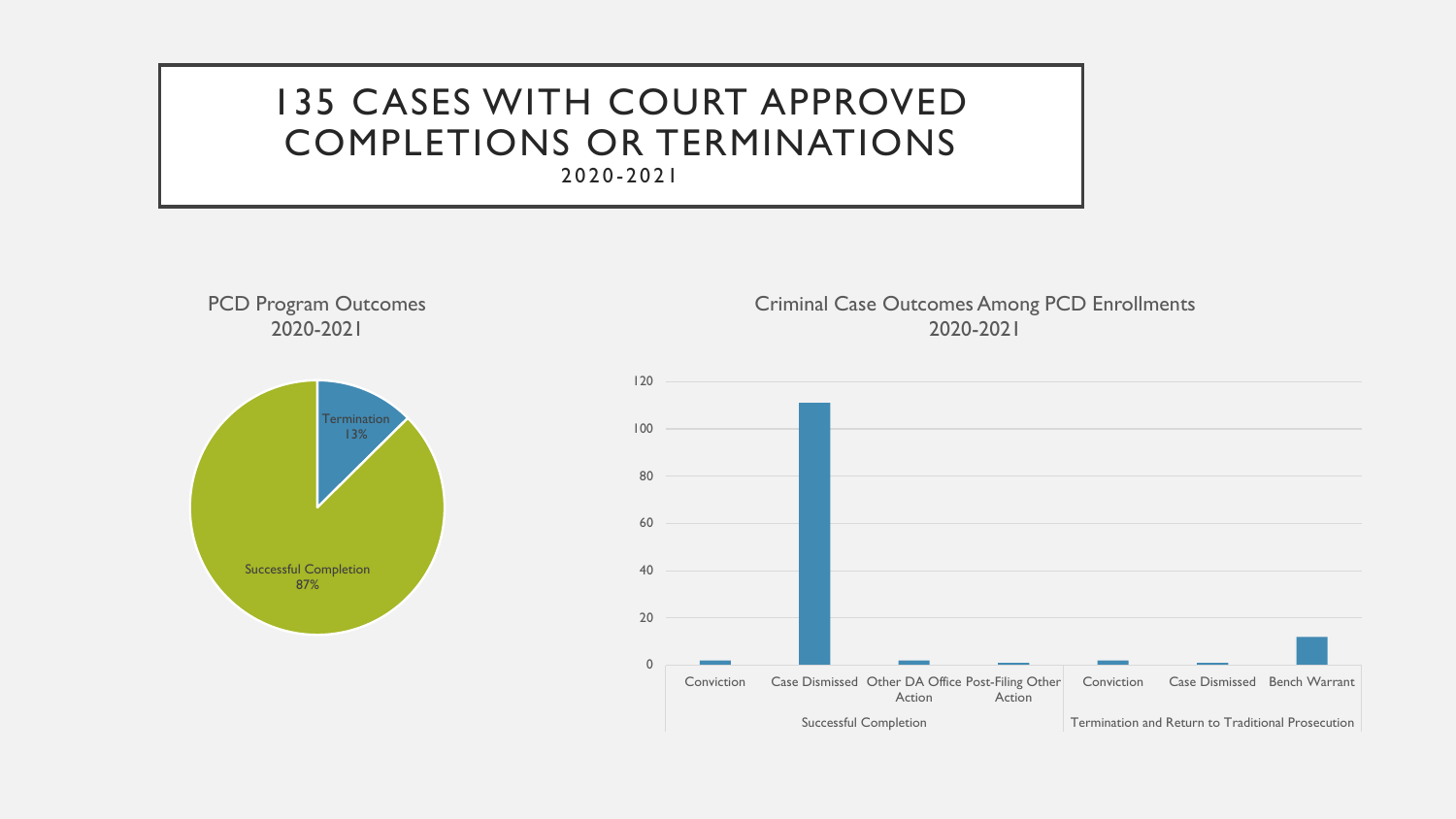# 135 CASES WITH COURT APPROVED COMPLETIONS OR TERMINATIONS

2020-2021

PCD Program Outcomes
2020-2021

Termination
13%

Successful Completion
87%

Criminal Case Outcomes Among PCD Enrollments
2020-2021

120
100
80
60
40
20
0

Conviction | Case Dismissed | Other DA Office Action | Post-Filing Other Action | Conviction | Case Dismissed | Bench Warrant

Successful Completion | Termination and Return to Traditional Prosecution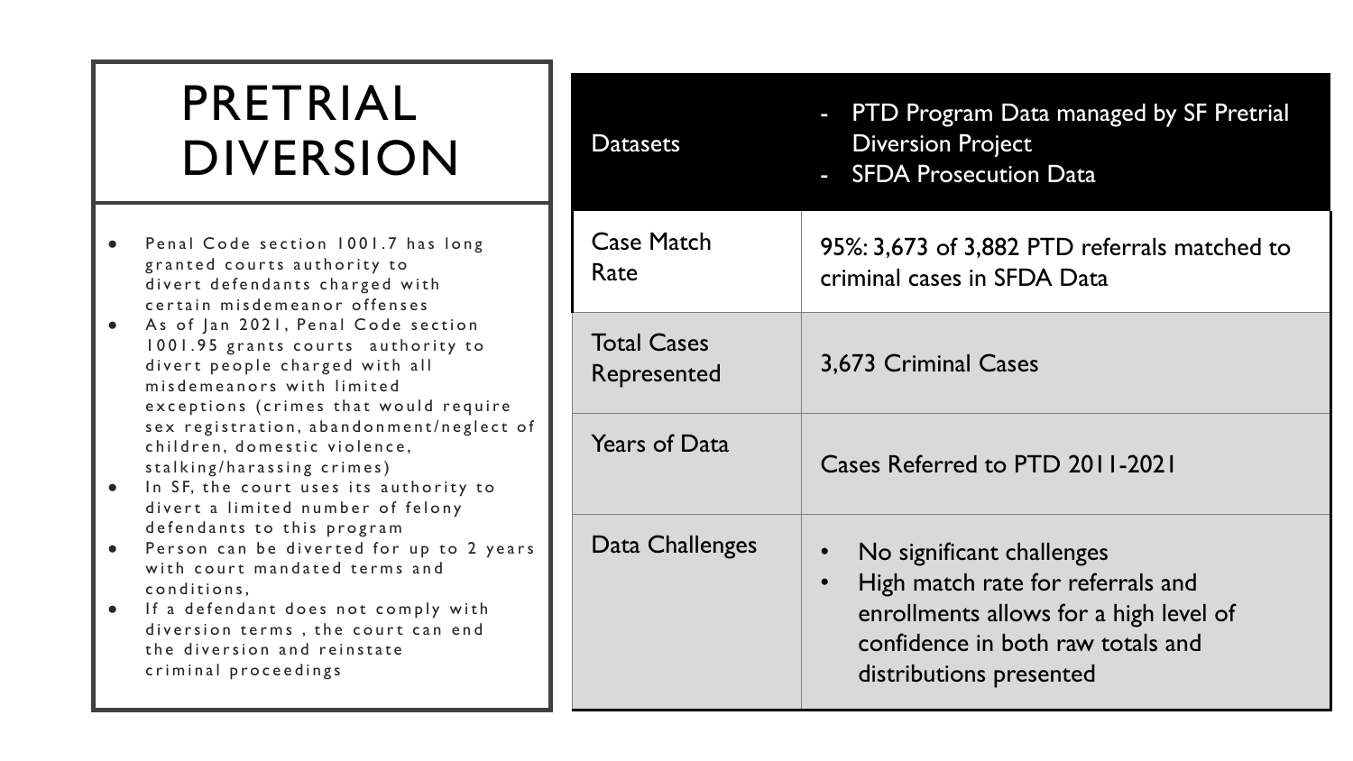# PRETRIAL DIVERSION

- Penal Code section 1001.7 has long granted courts authority to divert defendants charged with certain misdemeanor offenses
- As of Jan 2021, Penal Code section 1001.95 grants courts authority to divert people charged with all misdemeanors with limited exceptions (crimes that would require sex registration, abandonment/neglect of children, domestic violence, stalking/harassing crimes)
- In SF, the court uses its authority to divert a limited number of felony defendants to this program
- Person can be diverted for up to 2 years with court mandated terms and conditions,
- If a defendant does not comply with diversion terms , the court can end the diversion and reinstate criminal proceedings

| Datasets | - PTD Program Data managed by SF Pretrial Diversion Project<br>- SFDA Prosecution Data |
|---|---|
| Case Match Rate | 95%: 3,673 of 3,882 PTD referrals matched to criminal cases in SFDA Data |
| Total Cases Represented | 3,673 Criminal Cases |
| Years of Data | Cases Referred to PTD 2011-2021 |
| Data Challenges | • No significant challenges<br>• High match rate for referrals and enrollments allows for a high level of confidence in both raw totals and distributions presented |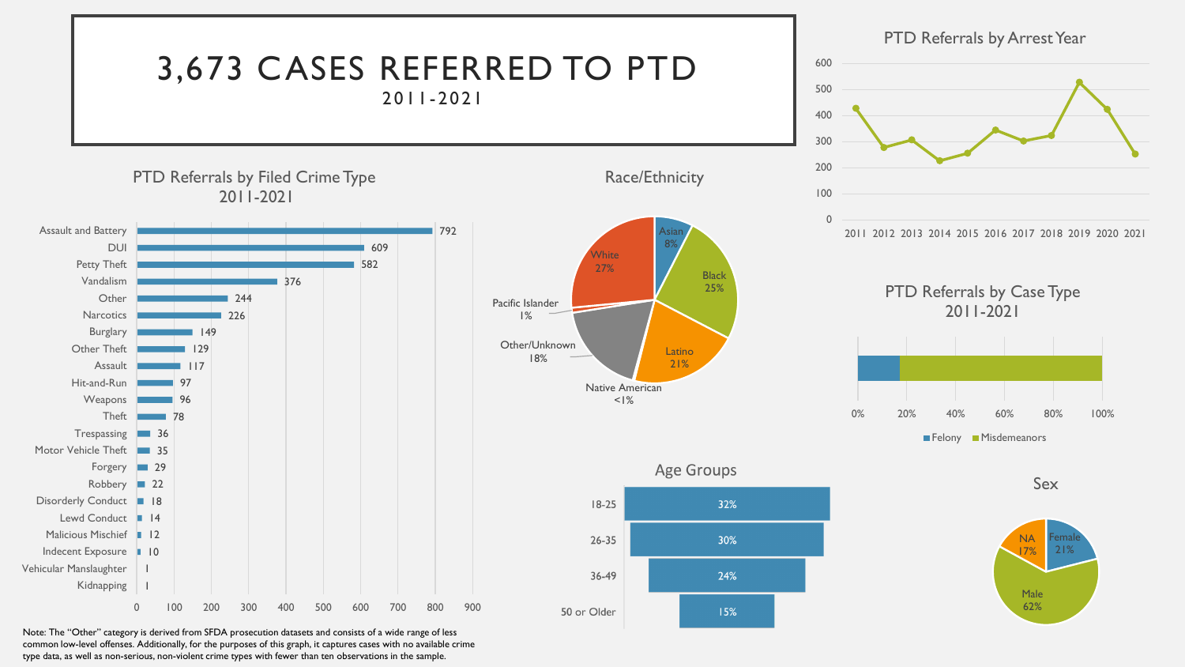# 3,673 CASES REFERRED TO PTD

2011-2021

## PTD Referrals by Filed Crime Type 2011-2021

| Crime Type | Referrals |
|---|---|
| Assault and Battery | 792 |
| DUI | 609 |
| Petty Theft | 582 |
| Vandalism | 376 |
| Other | 244 |
| Narcotics | 226 |
| Burglary | 149 |
| Other Theft | 129 |
| Assault | 117 |
| Hit-and-Run | 97 |
| Weapons | 96 |
| Theft | 78 |
| Trespassing | 36 |
| Motor Vehicle Theft | 35 |
| Forgery | 29 |
| Robbery | 22 |
| Disorderly Conduct | 18 |
| Lewd Conduct | 14 |
| Malicious Mischief | 12 |
| Indecent Exposure | 10 |
| Vehicular Manslaughter | 1 |
| Kidnapping | 1 |

Note: The "Other" category is derived from SFDA prosecution datasets and consists of a wide range of less common low-level offenses. Additionally, for the purposes of this graph, it captures cases with no available crime type data, as well as non-serious, non-violent crime types with fewer than ten observations in the sample.

## Race/Ethnicity

| Race/Ethnicity | Percent |
|---|---|
| Asian | 8% |
| Black | 25% |
| Latino | 21% |
| Native American | <1% |
| Other/Unknown | 18% |
| Pacific Islander | 1% |
| White | 27% |

## PTD Referrals by Arrest Year

(Line chart, years 2011–2021, y-axis 0–600)

## PTD Referrals by Case Type 2011-2021

(Stacked bar: Felony, Misdemeanors; x-axis 0%–100%)

## Age Groups

| Age Group | Percent |
|---|---|
| 18-25 | 32% |
| 26-35 | 30% |
| 36-49 | 24% |
| 50 or Older | 15% |

## Sex

| Sex | Percent |
|---|---|
| Female | 21% |
| Male | 62% |
| NA | 17% |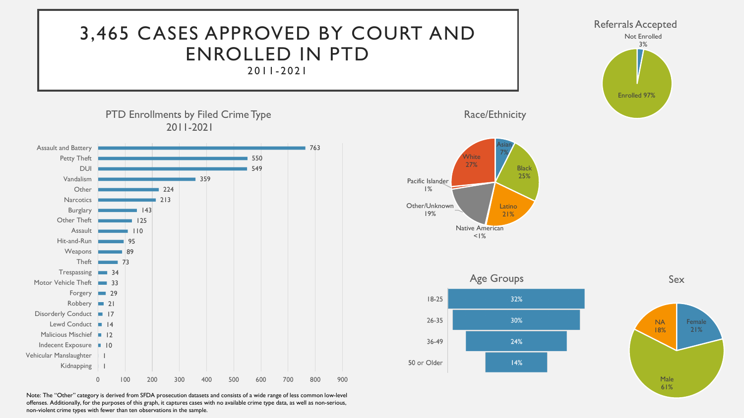# 3,465 CASES APPROVED BY COURT AND ENROLLED IN PTD

2011-2021

## Referrals Accepted

| Status | Percent |
|---|---|
| Not Enrolled | 3% |
| Enrolled | 97% |

## PTD Enrollments by Filed Crime Type 2011-2021

| Crime Type | Enrollments |
|---|---|
| Assault and Battery | 763 |
| Petty Theft | 550 |
| DUI | 549 |
| Vandalism | 359 |
| Other | 224 |
| Narcotics | 213 |
| Burglary | 143 |
| Other Theft | 125 |
| Assault | 110 |
| Hit-and-Run | 95 |
| Weapons | 89 |
| Theft | 73 |
| Trespassing | 34 |
| Motor Vehicle Theft | 33 |
| Forgery | 29 |
| Robbery | 21 |
| Disorderly Conduct | 17 |
| Lewd Conduct | 14 |
| Malicious Mischief | 12 |
| Indecent Exposure | 10 |
| Vehicular Manslaughter | 1 |
| Kidnapping | 1 |

## Race/Ethnicity

| Race/Ethnicity | Percent |
|---|---|
| Asian | 7% |
| Black | 25% |
| Latino | 21% |
| Native American | <1% |
| Other/Unknown | 19% |
| Pacific Islander | 1% |
| White | 27% |

## Age Groups

| Age Group | Percent |
|---|---|
| 18-25 | 32% |
| 26-35 | 30% |
| 36-49 | 24% |
| 50 or Older | 14% |

## Sex

| Sex | Percent |
|---|---|
| Female | 21% |
| Male | 61% |
| NA | 18% |

Note: The "Other" category is derived from SFDA prosecution datasets and consists of a wide range of less common low-level offenses. Additionally, for the purposes of this graph, it captures cases with no available crime type data, as well as non-serious, non-violent crime types with fewer than ten observations in the sample.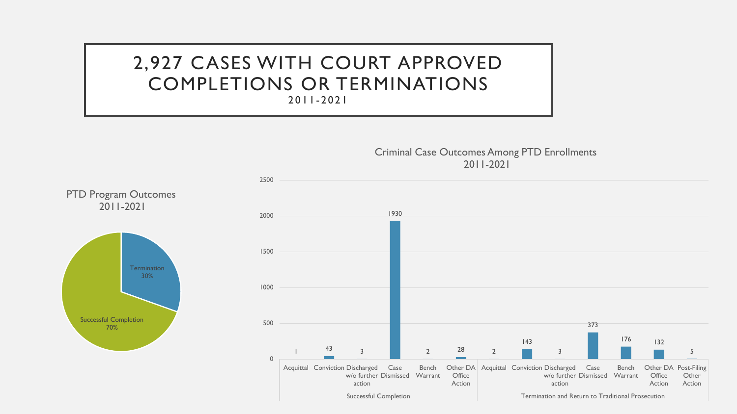# 2,927 CASES WITH COURT APPROVED COMPLETIONS OR TERMINATIONS

2011-2021

PTD Program Outcomes 2011-2021

| Outcome | Percentage |
|---|---|
| Termination | 30% |
| Successful Completion | 70% |

Criminal Case Outcomes Among PTD Enrollments 2011-2021

| Category | Outcome | Count |
|---|---|---|
| Successful Completion | Acquittal | 1 |
| | Conviction | 43 |
| | Discharged w/o further action | 3 |
| | Case Dismissed | 1930 |
| | Bench Warrant | 2 |
| | Other DA Office Action | 28 |
| Termination and Return to Traditional Prosecution | Acquittal | 2 |
| | Conviction | 143 |
| | Discharged w/o further action | 3 |
| | Case Dismissed | 373 |
| | Bench Warrant | 176 |
| | Other DA Office Action | 132 |
| | Post-Filing Other Action | 5 |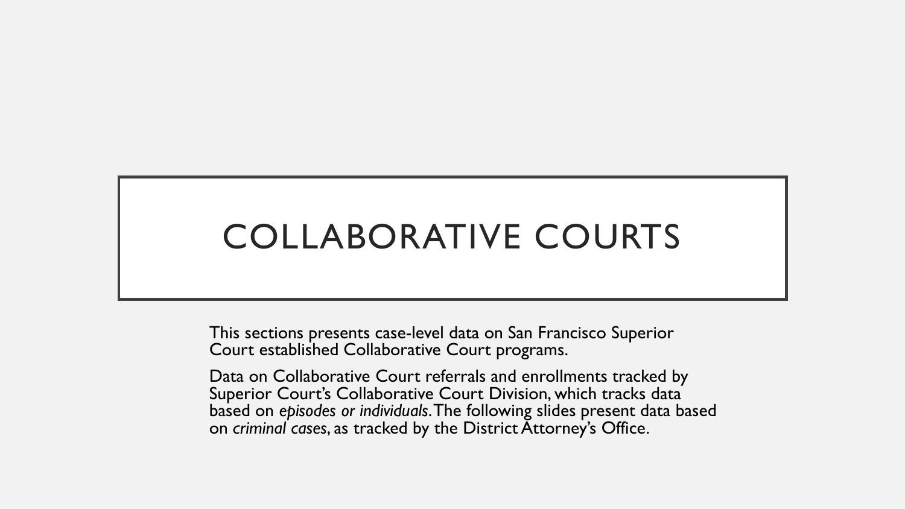# COLLABORATIVE COURTS

This sections presents case-level data on San Francisco Superior Court established Collaborative Court programs.

Data on Collaborative Court referrals and enrollments tracked by Superior Court's Collaborative Court Division, which tracks data based on *episodes or individuals*. The following slides present data based on *criminal cases*, as tracked by the District Attorney's Office.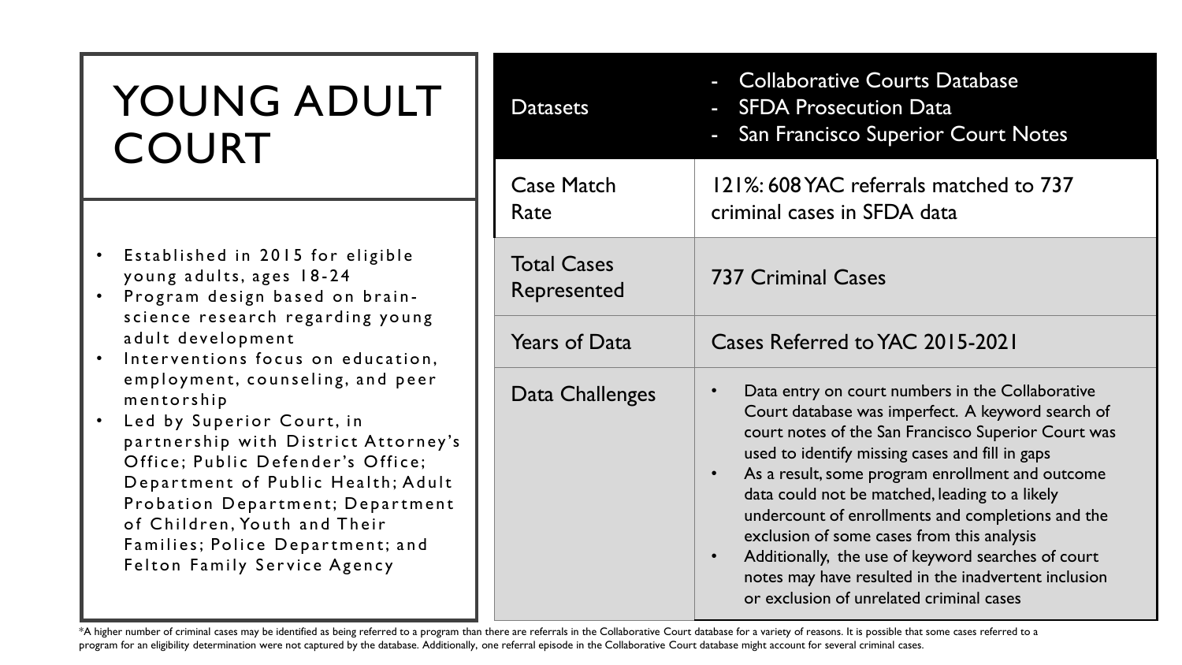# YOUNG ADULT COURT

- Established in 2015 for eligible young adults, ages 18-24
- Program design based on brain-science research regarding young adult development
- Interventions focus on education, employment, counseling, and peer mentorship
- Led by Superior Court, in partnership with District Attorney's Office; Public Defender's Office; Department of Public Health; Adult Probation Department; Department of Children, Youth and Their Families; Police Department; and Felton Family Service Agency

| Datasets | - Collaborative Courts Database<br>- SFDA Prosecution Data<br>- San Francisco Superior Court Notes |
|---|---|
| Case Match Rate | 121%: 608 YAC referrals matched to 737 criminal cases in SFDA data |
| Total Cases Represented | 737 Criminal Cases |
| Years of Data | Cases Referred to YAC 2015-2021 |
| Data Challenges | • Data entry on court numbers in the Collaborative Court database was imperfect. A keyword search of court notes of the San Francisco Superior Court was used to identify missing cases and fill in gaps<br>• As a result, some program enrollment and outcome data could not be matched, leading to a likely undercount of enrollments and completions and the exclusion of some cases from this analysis<br>• Additionally, the use of keyword searches of court notes may have resulted in the inadvertent inclusion or exclusion of unrelated criminal cases |

*A higher number of criminal cases may be identified as being referred to a program than there are referrals in the Collaborative Court database for a variety of reasons. It is possible that some cases referred to a program for an eligibility determination were not captured by the database. Additionally, one referral episode in the Collaborative Court database might account for several criminal cases.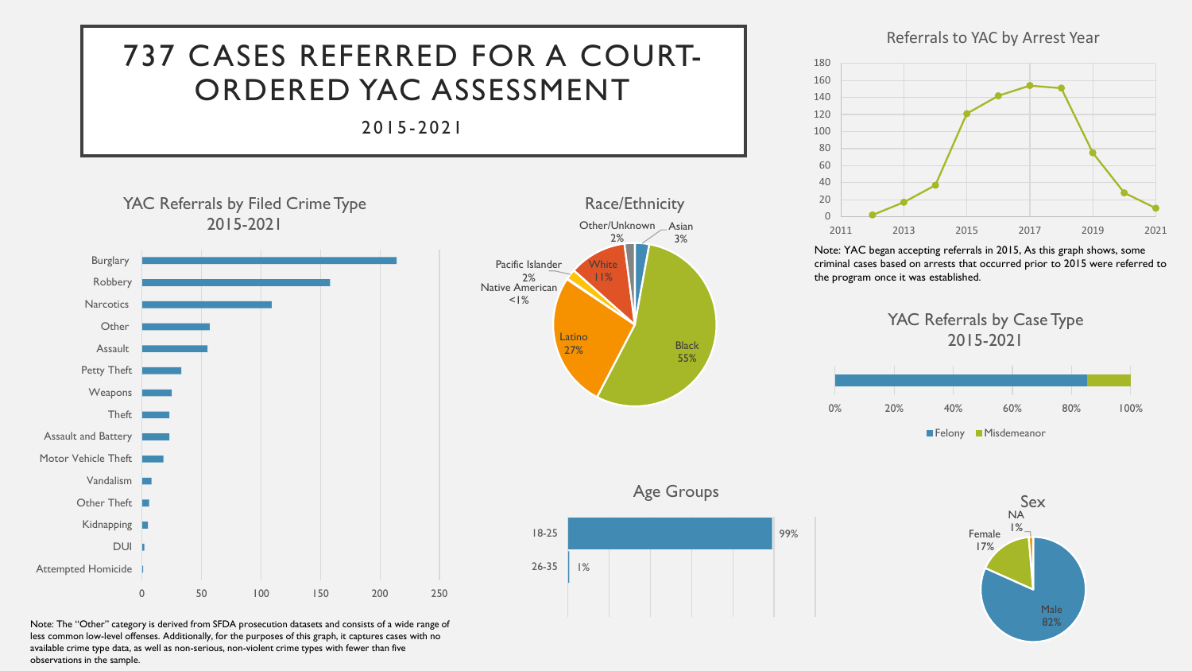# 737 CASES REFERRED FOR A COURT-ORDERED YAC ASSESSMENT

2015-2021

## YAC Referrals by Filed Crime Type 2015-2021

| Crime Type | Approx. Count |
|---|---|
| Burglary | ~214 |
| Robbery | ~158 |
| Narcotics | ~109 |
| Other | ~57 |
| Assault | ~55 |
| Petty Theft | ~33 |
| Weapons | ~25 |
| Theft | ~23 |
| Assault and Battery | ~23 |
| Motor Vehicle Theft | ~18 |
| Vandalism | ~8 |
| Other Theft | ~6 |
| Kidnapping | ~5 |
| DUI | ~2 |
| Attempted Homicide | ~1 |

Note: The "Other" category is derived from SFDA prosecution datasets and consists of a wide range of less common low-level offenses. Additionally, for the purposes of this graph, it captures cases with no available crime type data, as well as non-serious, non-violent crime types with fewer than five observations in the sample.

## Race/Ethnicity

| Race/Ethnicity | Percent |
|---|---|
| Black | 55% |
| Latino | 27% |
| White | 11% |
| Asian | 3% |
| Other/Unknown | 2% |
| Pacific Islander | 2% |
| Native American | <1% |

## Referrals to YAC by Arrest Year

| Year | Approx. Referrals |
|---|---|
| 2012 | ~2 |
| 2013 | ~17 |
| 2014 | ~37 |
| 2015 | ~121 |
| 2016 | ~142 |
| 2017 | ~154 |
| 2018 | ~151 |
| 2019 | ~75 |
| 2020 | ~28 |
| 2021 | ~10 |

Note: YAC began accepting referrals in 2015, As this graph shows, some criminal cases based on arrests that occurred prior to 2015 were referred to the program once it was established.

## YAC Referrals by Case Type 2015-2021

| Case Type | Approx. Share |
|---|---|
| Felony | ~85% |
| Misdemeanor | ~15% |

## Age Groups

| Age Group | Percent |
|---|---|
| 18-25 | 99% |
| 26-35 | 1% |

## Sex

| Sex | Percent |
|---|---|
| Male | 82% |
| Female | 17% |
| NA | 1% |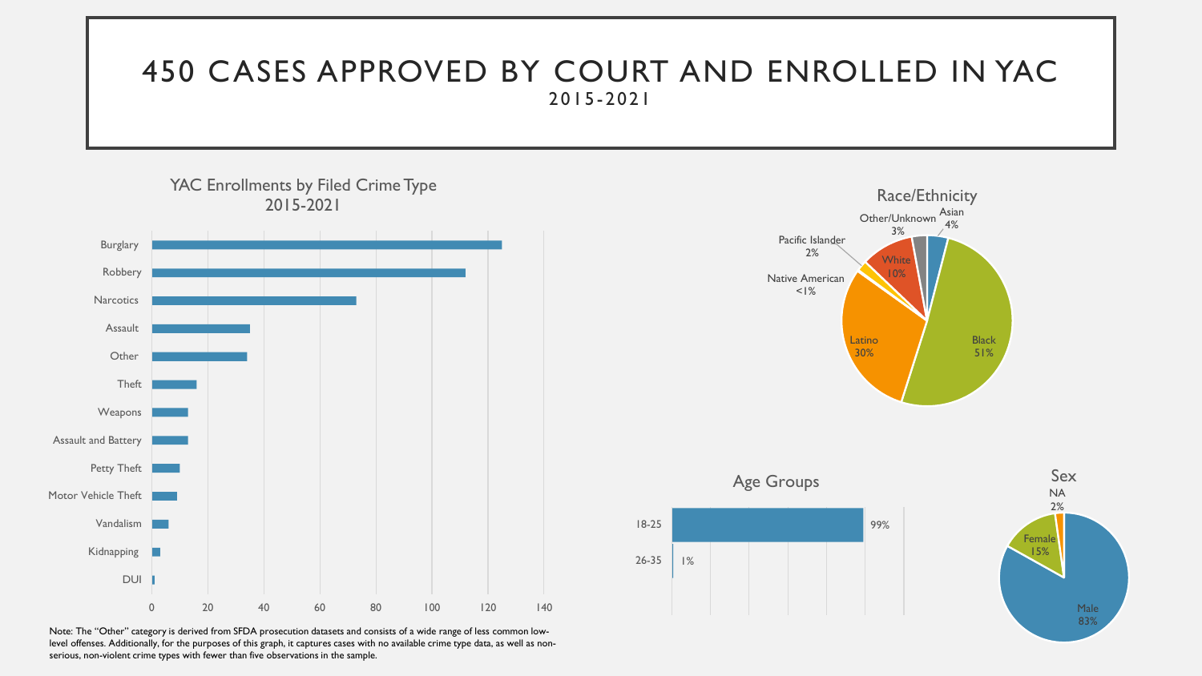# 450 CASES APPROVED BY COURT AND ENROLLED IN YAC

2015-2021

## YAC Enrollments by Filed Crime Type 2015-2021

Burglary
Robbery
Narcotics
Assault
Other
Theft
Weapons
Assault and Battery
Petty Theft
Motor Vehicle Theft
Vandalism
Kidnapping
DUI

0 20 40 60 80 100 120 140

## Race/Ethnicity

Asian 4%
Black 51%
Latino 30%
Native American <1%
Pacific Islander 2%
White 10%
Other/Unknown 3%

## Age Groups

| Age Group | Percent |
| --- | --- |
| 18-25 | 99% |
| 26-35 | 1% |

## Sex

Male 83%
Female 15%
NA 2%

Note: The "Other" category is derived from SFDA prosecution datasets and consists of a wide range of less common low-level offenses. Additionally, for the purposes of this graph, it captures cases with no available crime type data, as well as non-serious, non-violent crime types with fewer than five observations in the sample.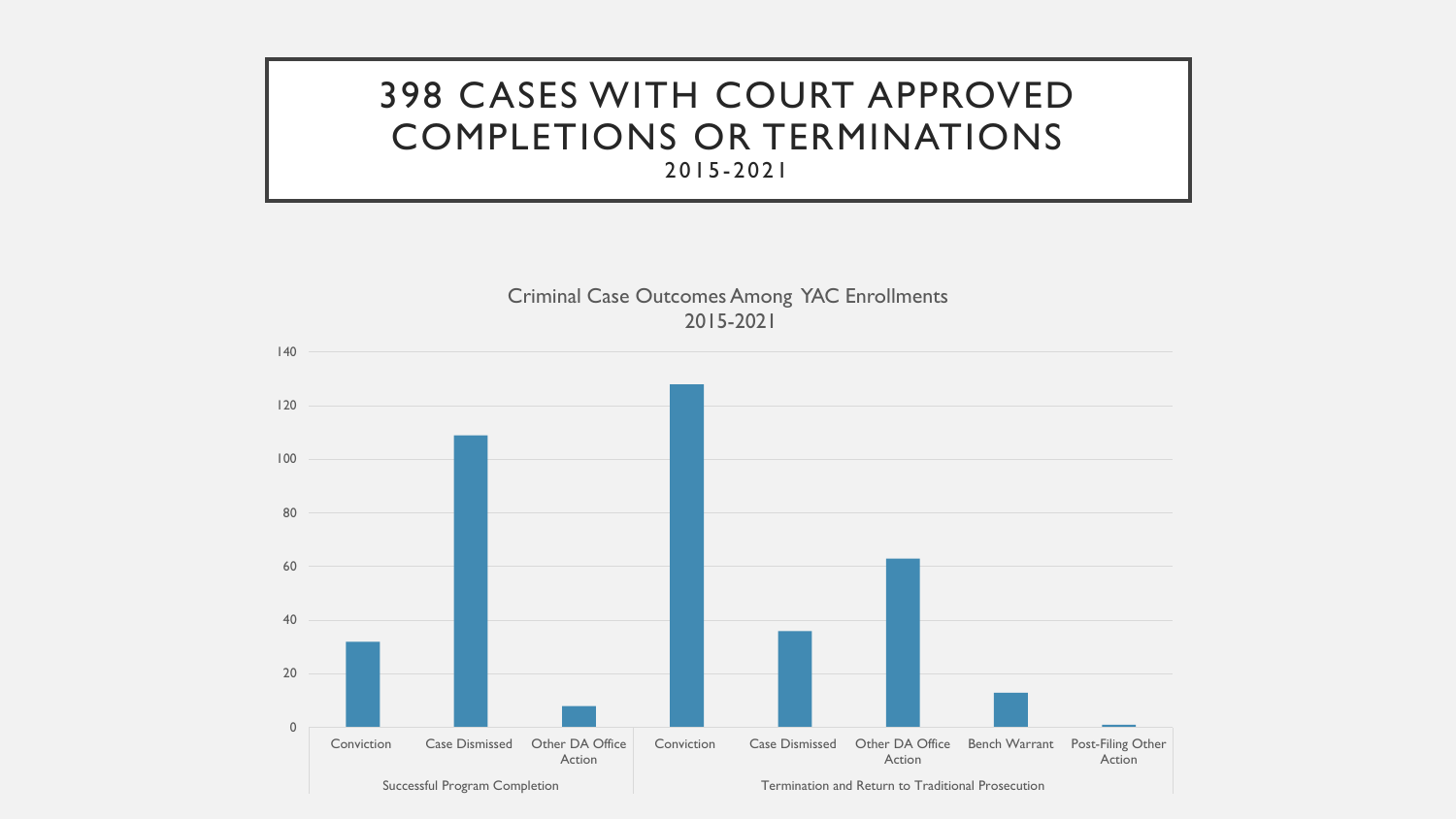# 398 CASES WITH COURT APPROVED COMPLETIONS OR TERMINATIONS

2015-2021

Criminal Case Outcomes Among YAC Enrollments
2015-2021

| Category | Outcome | Approx. Count |
|---|---|---|
| Successful Program Completion | Conviction | 32 |
| Successful Program Completion | Case Dismissed | 109 |
| Successful Program Completion | Other DA Office Action | 8 |
| Termination and Return to Traditional Prosecution | Conviction | 128 |
| Termination and Return to Traditional Prosecution | Case Dismissed | 36 |
| Termination and Return to Traditional Prosecution | Other DA Office Action | 63 |
| Termination and Return to Traditional Prosecution | Bench Warrant | 13 |
| Termination and Return to Traditional Prosecution | Post-Filing Other Action | 1 |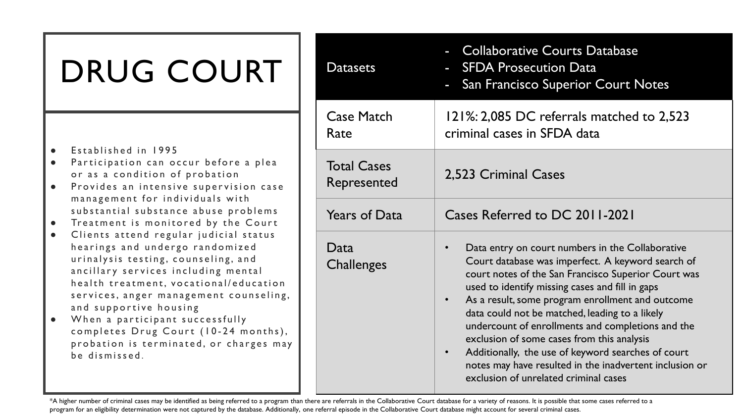# DRUG COURT

- Established in 1995
- Participation can occur before a plea or as a condition of probation
- Provides an intensive supervision case management for individuals with substantial substance abuse problems
- Treatment is monitored by the Court
- Clients attend regular judicial status hearings and undergo randomized urinalysis testing, counseling, and ancillary services including mental health treatment, vocational/education services, anger management counseling, and supportive housing
- When a participant successfully completes Drug Court (10-24 months), probation is terminated, or charges may be dismissed.

| Datasets | - Collaborative Courts Database<br>- SFDA Prosecution Data<br>- San Francisco Superior Court Notes |
|---|---|
| Case Match Rate | 121%: 2,085 DC referrals matched to 2,523 criminal cases in SFDA data |
| Total Cases Represented | 2,523 Criminal Cases |
| Years of Data | Cases Referred to DC 2011-2021 |
| Data Challenges | • Data entry on court numbers in the Collaborative Court database was imperfect. A keyword search of court notes of the San Francisco Superior Court was used to identify missing cases and fill in gaps<br>• As a result, some program enrollment and outcome data could not be matched, leading to a likely undercount of enrollments and completions and the exclusion of some cases from this analysis<br>• Additionally, the use of keyword searches of court notes may have resulted in the inadvertent inclusion or exclusion of unrelated criminal cases |

*A higher number of criminal cases may be identified as being referred to a program than there are referrals in the Collaborative Court database for a variety of reasons. It is possible that some cases referred to a program for an eligibility determination were not captured by the database. Additionally, one referral episode in the Collaborative Court database might account for several criminal cases.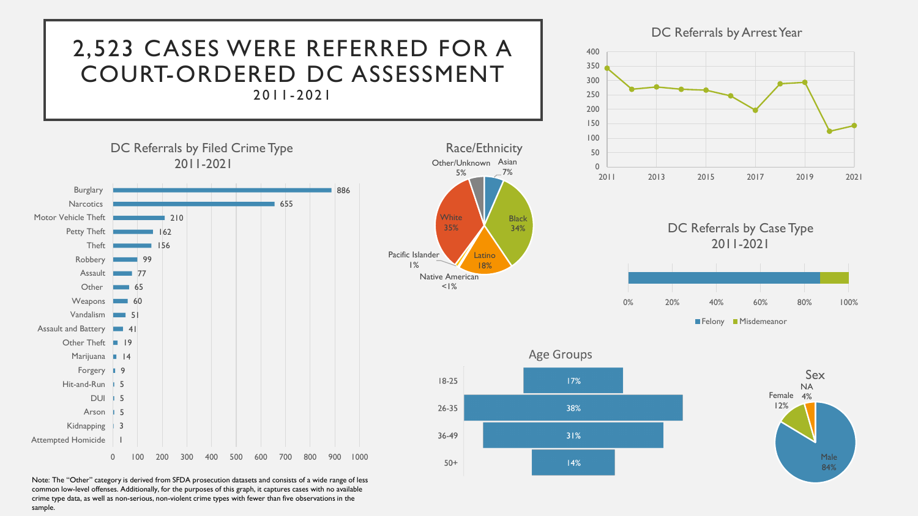# 2,523 CASES WERE REFERRED FOR A COURT-ORDERED DC ASSESSMENT

2011-2021

## DC Referrals by Filed Crime Type 2011-2021

| Crime Type | Referrals |
|---|---|
| Burglary | 886 |
| Narcotics | 655 |
| Motor Vehicle Theft | 210 |
| Petty Theft | 162 |
| Theft | 156 |
| Robbery | 99 |
| Assault | 77 |
| Other | 65 |
| Weapons | 60 |
| Vandalism | 51 |
| Assault and Battery | 41 |
| Other Theft | 19 |
| Marijuana | 14 |
| Forgery | 9 |
| Hit-and-Run | 5 |
| DUI | 5 |
| Arson | 5 |
| Kidnapping | 3 |
| Attempted Homicide | 1 |

Note: The "Other" category is derived from SFDA prosecution datasets and consists of a wide range of less common low-level offenses. Additionally, for the purposes of this graph, it captures cases with no available crime type data, as well as non-serious, non-violent crime types with fewer than five observations in the sample.

## Race/Ethnicity

| Race/Ethnicity | Percent |
|---|---|
| White | 35% |
| Black | 34% |
| Latino | 18% |
| Asian | 7% |
| Other/Unknown | 5% |
| Pacific Islander | 1% |
| Native American | <1% |

## DC Referrals by Arrest Year

| Year | Referrals (approx.) |
|---|---|
| 2011 | 345 |
| 2012 | 270 |
| 2013 | 278 |
| 2014 | 270 |
| 2015 | 267 |
| 2016 | 248 |
| 2017 | 197 |
| 2018 | 289 |
| 2019 | 294 |
| 2020 | 124 |
| 2021 | 145 |

## DC Referrals by Case Type 2011-2021

Felony (approx. 87%) / Misdemeanor (approx. 13%)

## Age Groups

| Age Group | Percent |
|---|---|
| 18-25 | 17% |
| 26-35 | 38% |
| 36-49 | 31% |
| 50+ | 14% |

## Sex

| Sex | Percent |
|---|---|
| Male | 84% |
| Female | 12% |
| NA | 4% |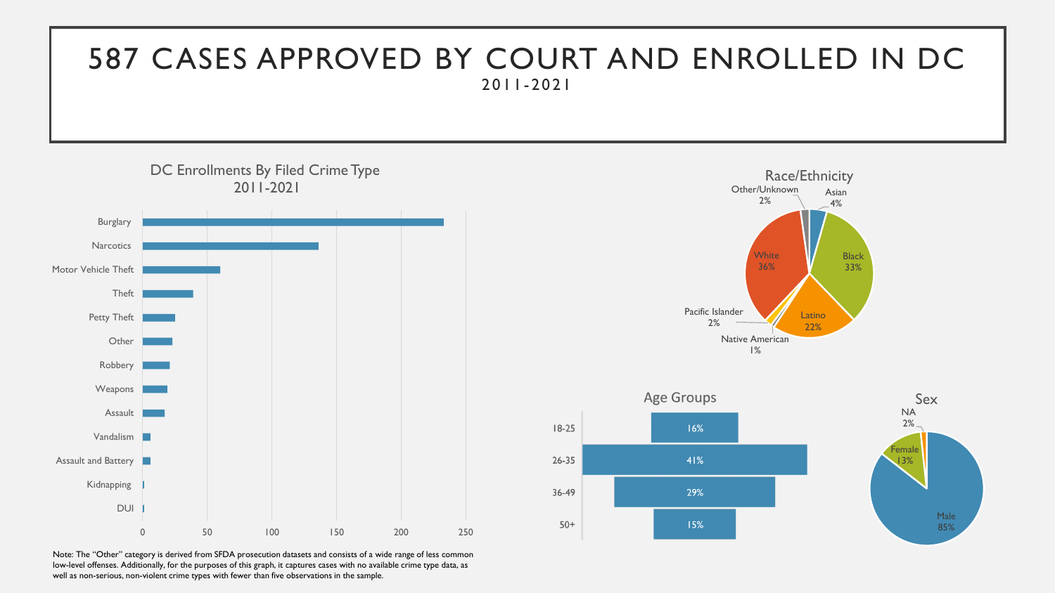# 587 CASES APPROVED BY COURT AND ENROLLED IN DC

2011-2021

## DC Enrollments By Filed Crime Type 2011-2021

| Crime Type |
|---|
| Burglary |
| Narcotics |
| Motor Vehicle Theft |
| Theft |
| Petty Theft |
| Other |
| Robbery |
| Weapons |
| Assault |
| Vandalism |
| Assault and Battery |
| Kidnapping |
| DUI |

Note: The "Other" category is derived from SFDA prosecution datasets and consists of a wide range of less common low-level offenses. Additionally, for the purposes of this graph, it captures cases with no available crime type data, as well as non-serious, non-violent crime types with fewer than five observations in the sample.

## Race/Ethnicity

| Race/Ethnicity | Percent |
|---|---|
| Asian | 4% |
| Black | 33% |
| Latino | 22% |
| Native American | 1% |
| Pacific Islander | 2% |
| White | 36% |
| Other/Unknown | 2% |

## Age Groups

| Age Group | Percent |
|---|---|
| 18-25 | 16% |
| 26-35 | 41% |
| 36-49 | 29% |
| 50+ | 15% |

## Sex

| Sex | Percent |
|---|---|
| Male | 85% |
| Female | 13% |
| NA | 2% |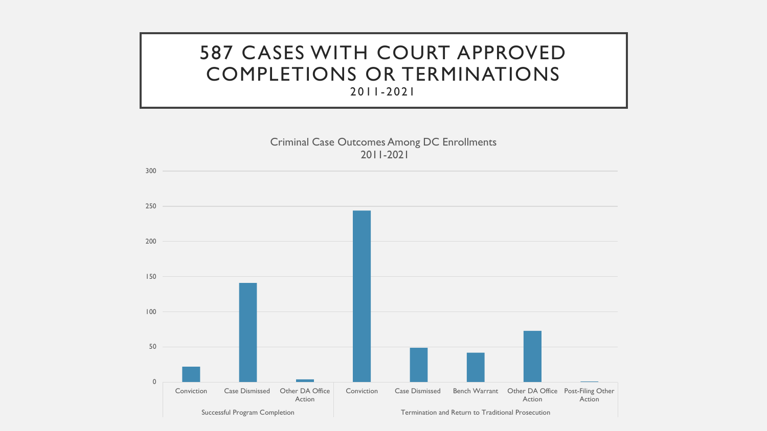# 587 CASES WITH COURT APPROVED COMPLETIONS OR TERMINATIONS

2011-2021

Criminal Case Outcomes Among DC Enrollments
2011-2021

| | Outcome | Approximate Count |
|---|---|---|
| Successful Program Completion | Conviction | 22 |
| | Case Dismissed | 141 |
| | Other DA Office Action | 4 |
| Termination and Return to Traditional Prosecution | Conviction | 244 |
| | Case Dismissed | 49 |
| | Bench Warrant | 42 |
| | Other DA Office Action | 73 |
| | Post-Filing Other Action | 1 |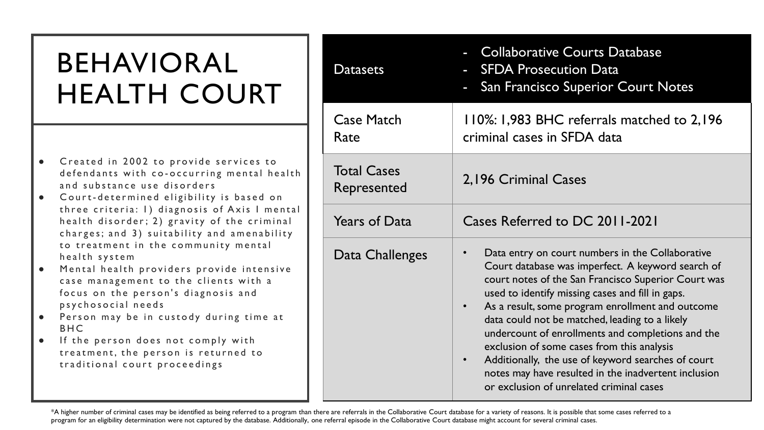# BEHAVIORAL HEALTH COURT

- Created in 2002 to provide services to defendants with co-occurring mental health and substance use disorders
- Court-determined eligibility is based on three criteria: 1) diagnosis of Axis I mental health disorder; 2) gravity of the criminal charges; and 3) suitability and amenability to treatment in the community mental health system
- Mental health providers provide intensive case management to the clients with a focus on the person's diagnosis and psychosocial needs
- Person may be in custody during time at BHC
- If the person does not comply with treatment, the person is returned to traditional court proceedings

| Datasets | - Collaborative Courts Database<br>- SFDA Prosecution Data<br>- San Francisco Superior Court Notes |
|---|---|
| Case Match Rate | 110%: 1,983 BHC referrals matched to 2,196 criminal cases in SFDA data |
| Total Cases Represented | 2,196 Criminal Cases |
| Years of Data | Cases Referred to DC 2011-2021 |
| Data Challenges | • Data entry on court numbers in the Collaborative Court database was imperfect. A keyword search of court notes of the San Francisco Superior Court was used to identify missing cases and fill in gaps.<br>• As a result, some program enrollment and outcome data could not be matched, leading to a likely undercount of enrollments and completions and the exclusion of some cases from this analysis<br>• Additionally, the use of keyword searches of court notes may have resulted in the inadvertent inclusion or exclusion of unrelated criminal cases |

*A higher number of criminal cases may be identified as being referred to a program than there are referrals in the Collaborative Court database for a variety of reasons. It is possible that some cases referred to a program for an eligibility determination were not captured by the database. Additionally, one referral episode in the Collaborative Court database might account for several criminal cases.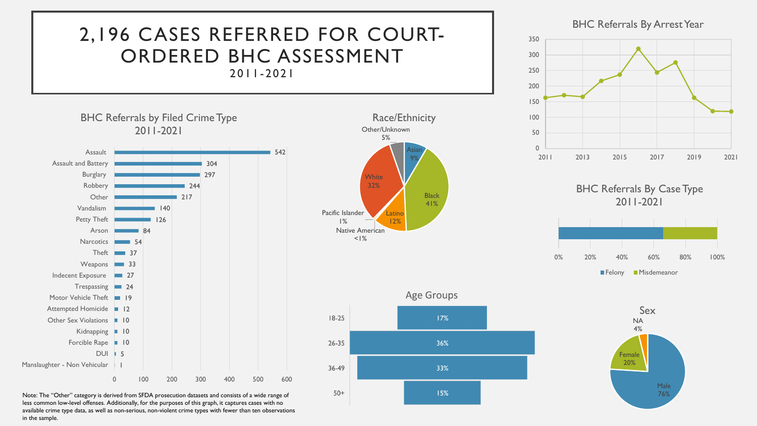# 2,196 CASES REFERRED FOR COURT-ORDERED BHC ASSESSMENT

2011-2021

## BHC Referrals by Filed Crime Type 2011-2021

| Crime Type | Referrals |
|---|---|
| Assault | 542 |
| Assault and Battery | 304 |
| Burglary | 297 |
| Robbery | 244 |
| Other | 217 |
| Vandalism | 140 |
| Petty Theft | 126 |
| Arson | 84 |
| Narcotics | 54 |
| Theft | 37 |
| Weapons | 33 |
| Indecent Exposure | 27 |
| Trespassing | 24 |
| Motor Vehicle Theft | 19 |
| Attempted Homicide | 12 |
| Other Sex Violations | 10 |
| Kidnapping | 10 |
| Forcible Rape | 10 |
| DUI | 5 |
| Manslaughter - Non Vehicular | 1 |

Note: The "Other" category is derived from SFDA prosecution datasets and consists of a wide range of less common low-level offenses. Additionally, for the purposes of this graph, it captures cases with no available crime type data, as well as non-serious, non-violent crime types with fewer than ten observations in the sample.

## Race/Ethnicity

| Race/Ethnicity | Share |
|---|---|
| Black | 41% |
| White | 32% |
| Latino | 12% |
| Asian | 9% |
| Other/Unknown | 5% |
| Pacific Islander | 1% |
| Native American | <1% |

## BHC Referrals By Arrest Year

| Arrest Year | Referrals (approx.) |
|---|---|
| 2011 | 163 |
| 2012 | 171 |
| 2013 | 166 |
| 2014 | 217 |
| 2015 | 237 |
| 2016 | 320 |
| 2017 | 243 |
| 2018 | 275 |
| 2019 | 163 |
| 2020 | 120 |
| 2021 | 119 |

## BHC Referrals By Case Type 2011-2021

| Case Type | Share (approx.) |
|---|---|
| Felony | ~66% |
| Misdemeanor | ~34% |

## Age Groups

| Age Group | Share |
|---|---|
| 18-25 | 17% |
| 26-35 | 36% |
| 36-49 | 33% |
| 50+ | 15% |

## Sex

| Sex | Share |
|---|---|
| Male | 76% |
| Female | 20% |
| NA | 4% |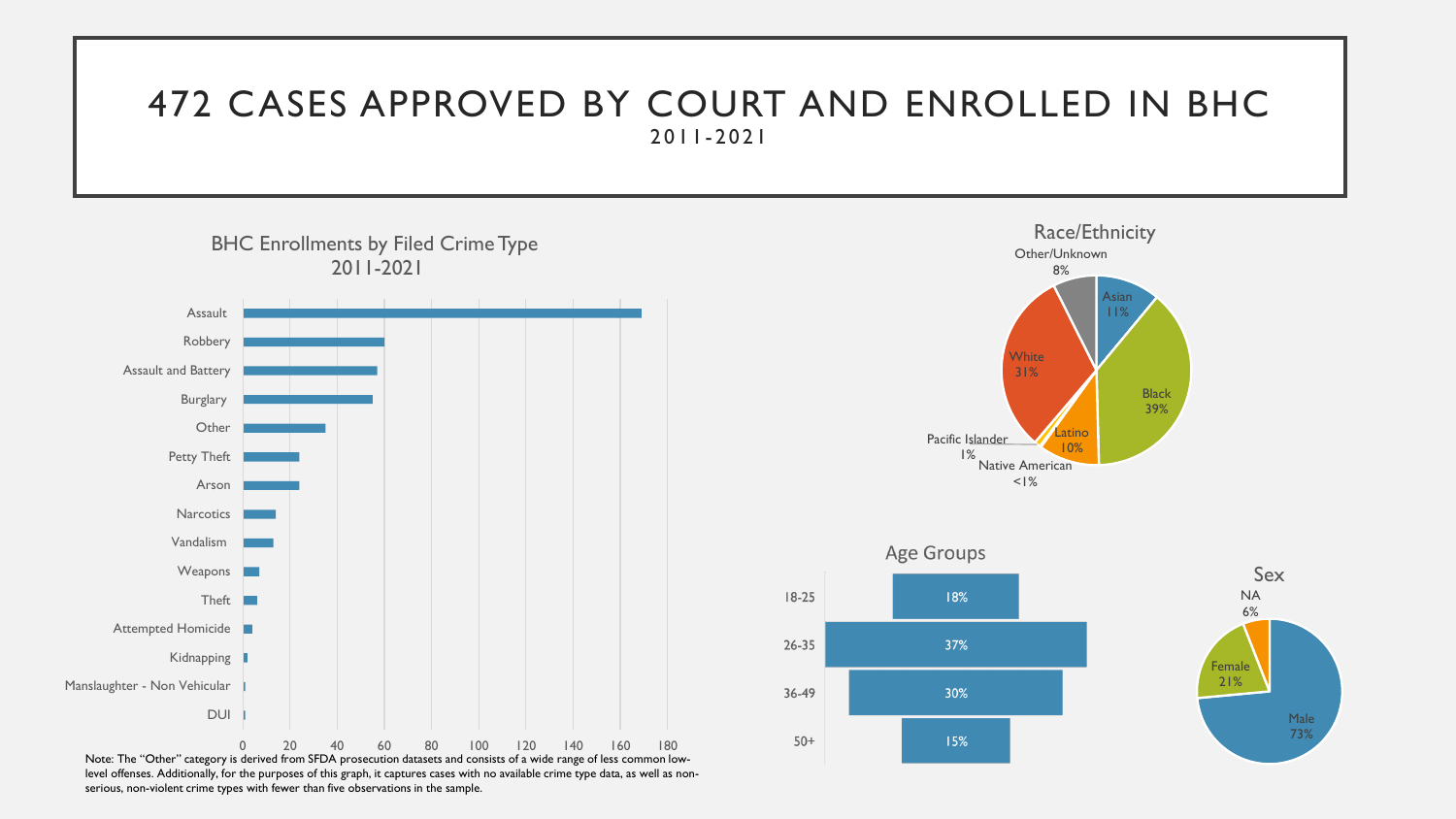# 472 CASES APPROVED BY COURT AND ENROLLED IN BHC

2011-2021

## BHC Enrollments by Filed Crime Type 2011-2021

| Crime Type |
|---|
| Assault |
| Robbery |
| Assault and Battery |
| Burglary |
| Other |
| Petty Theft |
| Arson |
| Narcotics |
| Vandalism |
| Weapons |
| Theft |
| Attempted Homicide |
| Kidnapping |
| Manslaughter - Non Vehicular |
| DUI |

Note: The "Other" category is derived from SFDA prosecution datasets and consists of a wide range of less common low-level offenses. Additionally, for the purposes of this graph, it captures cases with no available crime type data, as well as non-serious, non-violent crime types with fewer than five observations in the sample.

## Race/Ethnicity

| Race/Ethnicity | Percent |
|---|---|
| Asian | 11% |
| Black | 39% |
| Latino | 10% |
| Native American | <1% |
| Pacific Islander | 1% |
| White | 31% |
| Other/Unknown | 8% |

## Age Groups

| Age Group | Percent |
|---|---|
| 18-25 | 18% |
| 26-35 | 37% |
| 36-49 | 30% |
| 50+ | 15% |

## Sex

| Sex | Percent |
|---|---|
| Male | 73% |
| Female | 21% |
| NA | 6% |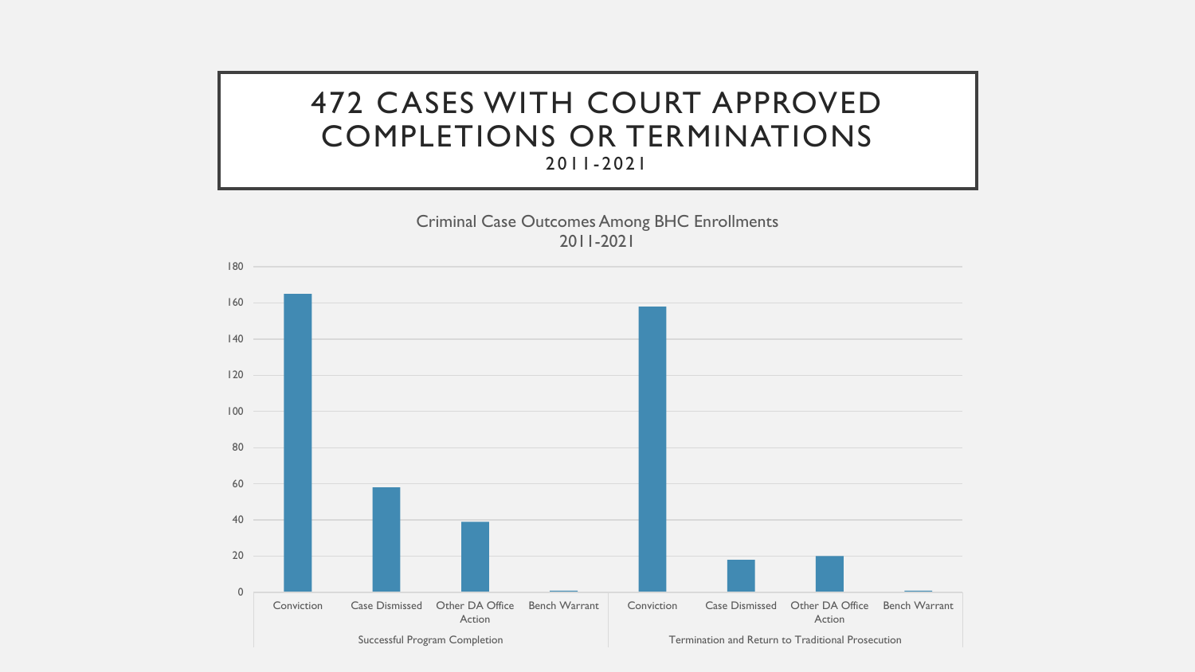# 472 CASES WITH COURT APPROVED COMPLETIONS OR TERMINATIONS

2011-2021

Criminal Case Outcomes Among BHC Enrollments
2011-2021

| | Conviction | Case Dismissed | Other DA Office Action | Bench Warrant |
|---|---|---|---|---|
| Successful Program Completion | 165 | 58 | 39 | 1 |
| Termination and Return to Traditional Prosecution | 158 | 18 | 20 | 1 |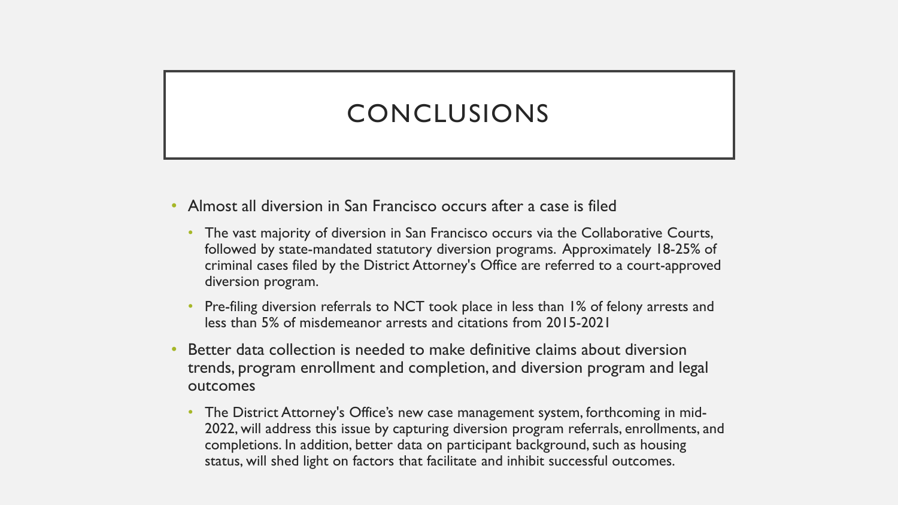# CONCLUSIONS

- Almost all diversion in San Francisco occurs after a case is filed
  - The vast majority of diversion in San Francisco occurs via the Collaborative Courts, followed by state-mandated statutory diversion programs. Approximately 18-25% of criminal cases filed by the District Attorney's Office are referred to a court-approved diversion program.
  - Pre-filing diversion referrals to NCT took place in less than 1% of felony arrests and less than 5% of misdemeanor arrests and citations from 2015-2021
- Better data collection is needed to make definitive claims about diversion trends, program enrollment and completion, and diversion program and legal outcomes
  - The District Attorney's Office's new case management system, forthcoming in mid-2022, will address this issue by capturing diversion program referrals, enrollments, and completions. In addition, better data on participant background, such as housing status, will shed light on factors that facilitate and inhibit successful outcomes.